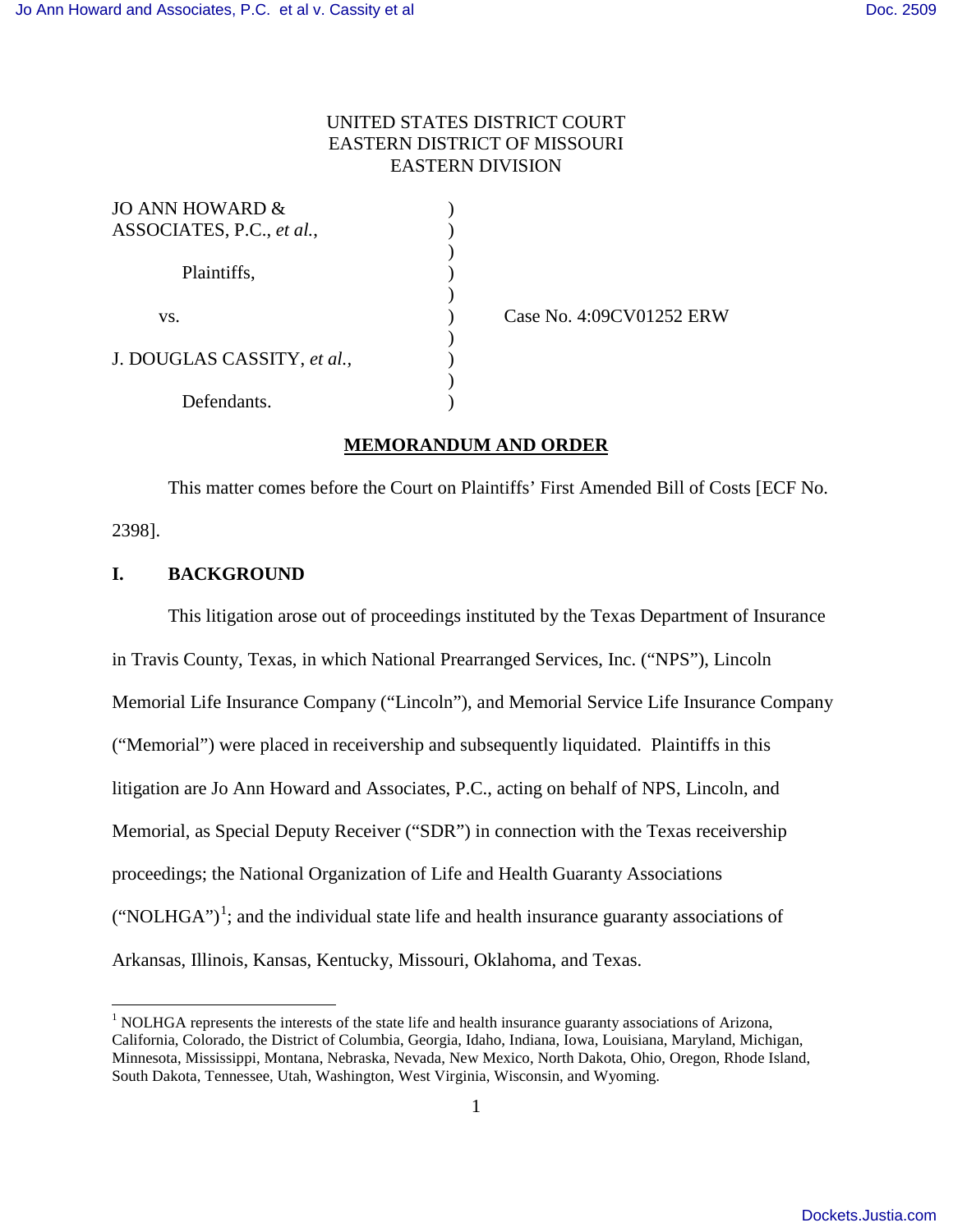UNITED STATES DISTRICT COURT
EASTERN DISTRICT OF MISSOURI
EASTERN DIVISION

| | | |
|---|---|---|
| JO ANN HOWARD & ASSOCIATES, P.C., *et al.*, | ) | |
| Plaintiffs, | ) | |
| vs. | ) | Case No. 4:09CV01252 ERW |
| J. DOUGLAS CASSITY, *et al.*, | ) | |
| Defendants. | ) | |

## MEMORANDUM AND ORDER

This matter comes before the Court on Plaintiffs' First Amended Bill of Costs [ECF No. 2398].

## I. BACKGROUND

This litigation arose out of proceedings instituted by the Texas Department of Insurance in Travis County, Texas, in which National Prearranged Services, Inc. ("NPS"), Lincoln Memorial Life Insurance Company ("Lincoln"), and Memorial Service Life Insurance Company ("Memorial") were placed in receivership and subsequently liquidated. Plaintiffs in this litigation are Jo Ann Howard and Associates, P.C., acting on behalf of NPS, Lincoln, and Memorial, as Special Deputy Receiver ("SDR") in connection with the Texas receivership proceedings; the National Organization of Life and Health Guaranty Associations ("NOLHGA")[1]; and the individual state life and health insurance guaranty associations of Arkansas, Illinois, Kansas, Kentucky, Missouri, Oklahoma, and Texas.

[1] NOLHGA represents the interests of the state life and health insurance guaranty associations of Arizona, California, Colorado, the District of Columbia, Georgia, Idaho, Indiana, Iowa, Louisiana, Maryland, Michigan, Minnesota, Mississippi, Montana, Nebraska, Nevada, New Mexico, North Dakota, Ohio, Oregon, Rhode Island, South Dakota, Tennessee, Utah, Washington, West Virginia, Wisconsin, and Wyoming.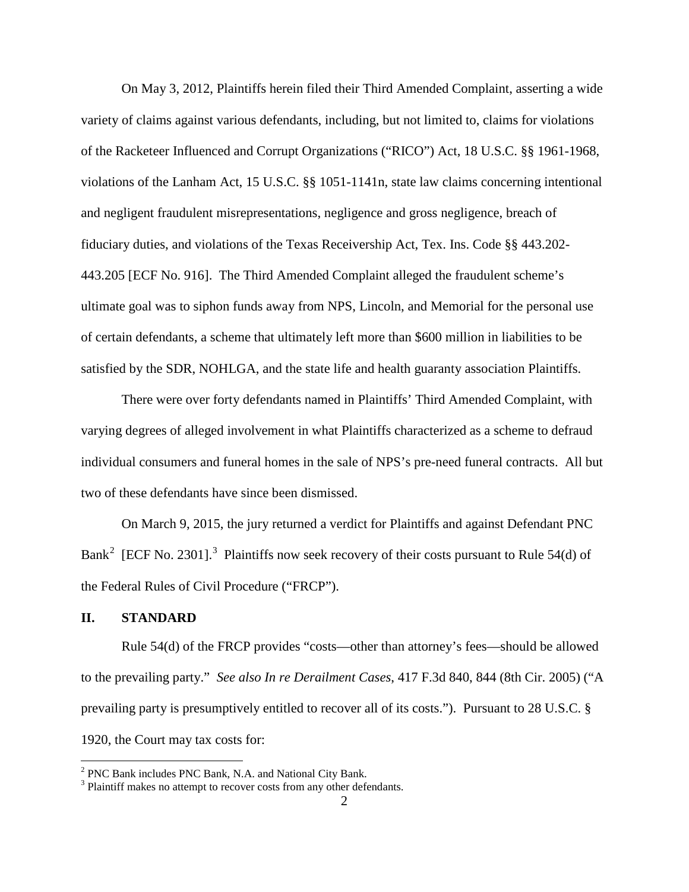On May 3, 2012, Plaintiffs herein filed their Third Amended Complaint, asserting a wide variety of claims against various defendants, including, but not limited to, claims for violations of the Racketeer Influenced and Corrupt Organizations ("RICO") Act, 18 U.S.C. §§ 1961-1968, violations of the Lanham Act, 15 U.S.C. §§ 1051-1141n, state law claims concerning intentional and negligent fraudulent misrepresentations, negligence and gross negligence, breach of fiduciary duties, and violations of the Texas Receivership Act, Tex. Ins. Code §§ 443.202-443.205 [ECF No. 916]. The Third Amended Complaint alleged the fraudulent scheme's ultimate goal was to siphon funds away from NPS, Lincoln, and Memorial for the personal use of certain defendants, a scheme that ultimately left more than $600 million in liabilities to be satisfied by the SDR, NOHLGA, and the state life and health guaranty association Plaintiffs.

There were over forty defendants named in Plaintiffs' Third Amended Complaint, with varying degrees of alleged involvement in what Plaintiffs characterized as a scheme to defraud individual consumers and funeral homes in the sale of NPS's pre-need funeral contracts. All but two of these defendants have since been dismissed.

On March 9, 2015, the jury returned a verdict for Plaintiffs and against Defendant PNC Bank[2] [ECF No. 2301].[3] Plaintiffs now seek recovery of their costs pursuant to Rule 54(d) of the Federal Rules of Civil Procedure ("FRCP").

## II. STANDARD

Rule 54(d) of the FRCP provides "costs—other than attorney's fees—should be allowed to the prevailing party." *See also In re Derailment Cases*, 417 F.3d 840, 844 (8th Cir. 2005) ("A prevailing party is presumptively entitled to recover all of its costs."). Pursuant to 28 U.S.C. § 1920, the Court may tax costs for:

[2] PNC Bank includes PNC Bank, N.A. and National City Bank.

[3] Plaintiff makes no attempt to recover costs from any other defendants.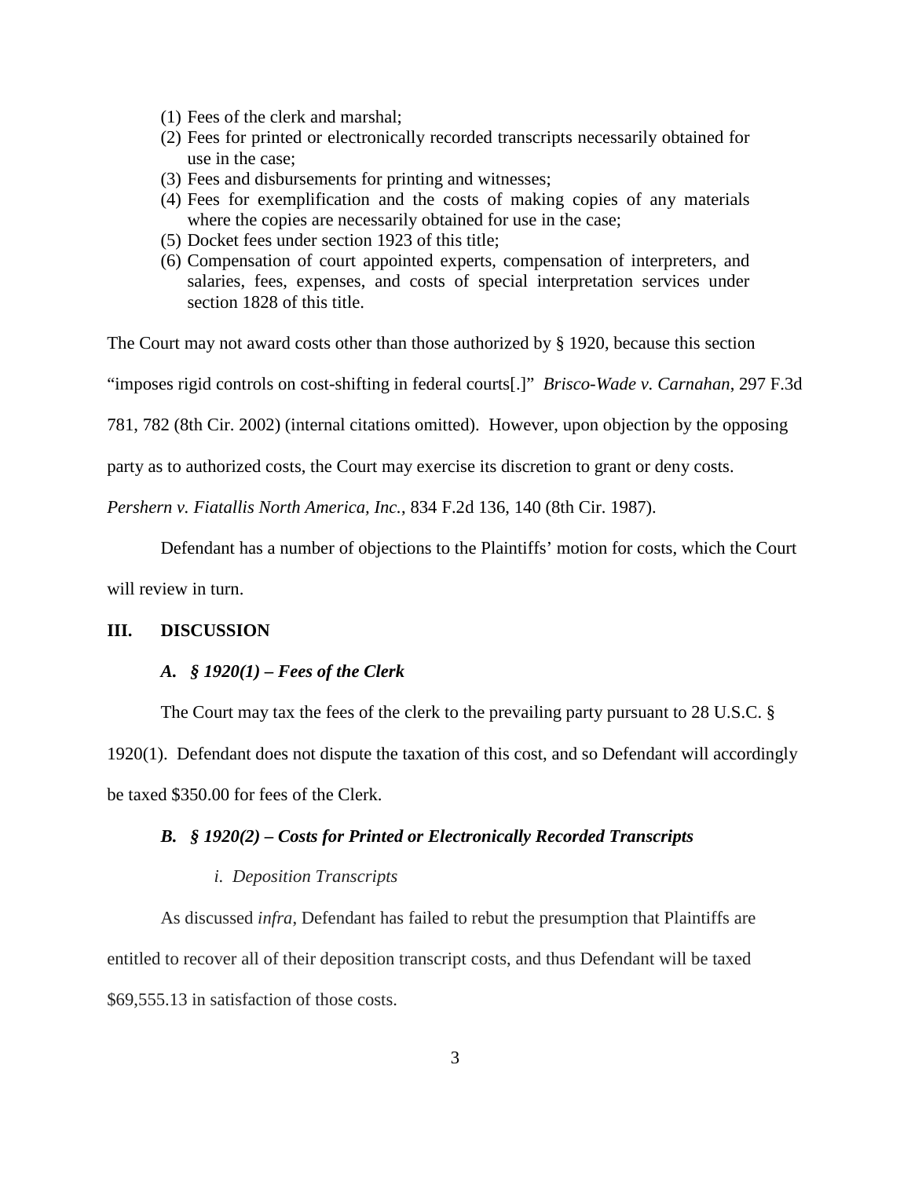(1) Fees of the clerk and marshal;
(2) Fees for printed or electronically recorded transcripts necessarily obtained for use in the case;
(3) Fees and disbursements for printing and witnesses;
(4) Fees for exemplification and the costs of making copies of any materials where the copies are necessarily obtained for use in the case;
(5) Docket fees under section 1923 of this title;
(6) Compensation of court appointed experts, compensation of interpreters, and salaries, fees, expenses, and costs of special interpretation services under section 1828 of this title.

The Court may not award costs other than those authorized by § 1920, because this section "imposes rigid controls on cost-shifting in federal courts[.]" *Brisco-Wade v. Carnahan*, 297 F.3d 781, 782 (8th Cir. 2002) (internal citations omitted). However, upon objection by the opposing party as to authorized costs, the Court may exercise its discretion to grant or deny costs. *Pershern v. Fiatallis North America, Inc.*, 834 F.2d 136, 140 (8th Cir. 1987).

Defendant has a number of objections to the Plaintiffs' motion for costs, which the Court will review in turn.

## III. DISCUSSION

### *A. § 1920(1) – Fees of the Clerk*

The Court may tax the fees of the clerk to the prevailing party pursuant to 28 U.S.C. § 1920(1). Defendant does not dispute the taxation of this cost, and so Defendant will accordingly be taxed $350.00 for fees of the Clerk.

### *B. § 1920(2) – Costs for Printed or Electronically Recorded Transcripts*

#### *i. Deposition Transcripts*

As discussed *infra*, Defendant has failed to rebut the presumption that Plaintiffs are entitled to recover all of their deposition transcript costs, and thus Defendant will be taxed $69,555.13 in satisfaction of those costs.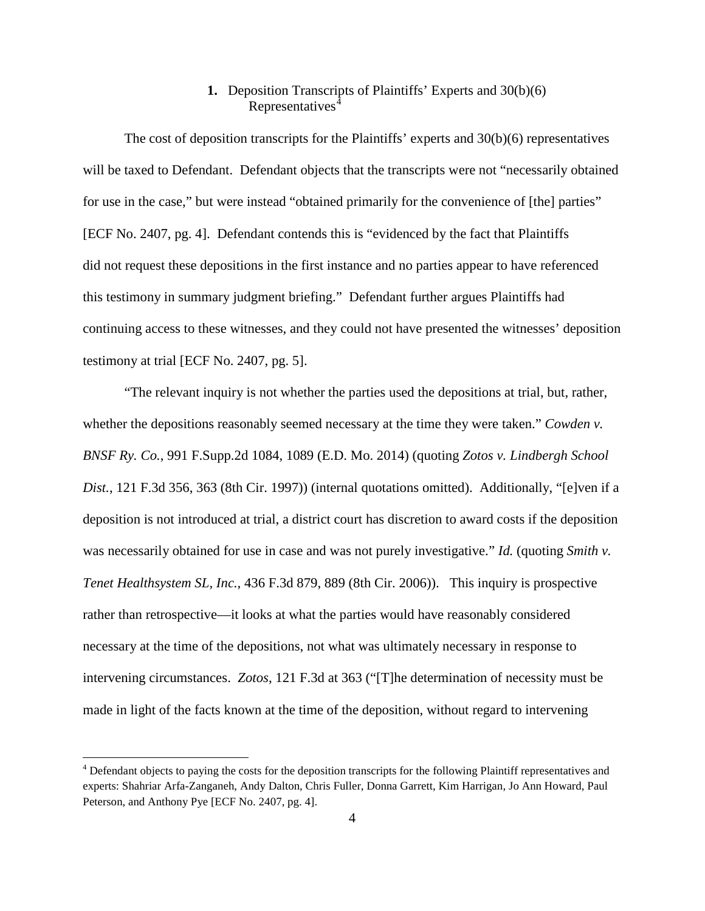**1.** Deposition Transcripts of Plaintiffs' Experts and 30(b)(6) Representatives[4]

The cost of deposition transcripts for the Plaintiffs' experts and 30(b)(6) representatives will be taxed to Defendant. Defendant objects that the transcripts were not "necessarily obtained for use in the case," but were instead "obtained primarily for the convenience of [the] parties" [ECF No. 2407, pg. 4]. Defendant contends this is "evidenced by the fact that Plaintiffs did not request these depositions in the first instance and no parties appear to have referenced this testimony in summary judgment briefing." Defendant further argues Plaintiffs had continuing access to these witnesses, and they could not have presented the witnesses' deposition testimony at trial [ECF No. 2407, pg. 5].

"The relevant inquiry is not whether the parties used the depositions at trial, but, rather, whether the depositions reasonably seemed necessary at the time they were taken." *Cowden v. BNSF Ry. Co.*, 991 F.Supp.2d 1084, 1089 (E.D. Mo. 2014) (quoting *Zotos v. Lindbergh School Dist.*, 121 F.3d 356, 363 (8th Cir. 1997)) (internal quotations omitted). Additionally, "[e]ven if a deposition is not introduced at trial, a district court has discretion to award costs if the deposition was necessarily obtained for use in case and was not purely investigative." *Id.* (quoting *Smith v. Tenet Healthsystem SL, Inc.*, 436 F.3d 879, 889 (8th Cir. 2006)). This inquiry is prospective rather than retrospective—it looks at what the parties would have reasonably considered necessary at the time of the depositions, not what was ultimately necessary in response to intervening circumstances. *Zotos*, 121 F.3d at 363 ("[T]he determination of necessity must be made in light of the facts known at the time of the deposition, without regard to intervening

[4] Defendant objects to paying the costs for the deposition transcripts for the following Plaintiff representatives and experts: Shahriar Arfa-Zanganeh, Andy Dalton, Chris Fuller, Donna Garrett, Kim Harrigan, Jo Ann Howard, Paul Peterson, and Anthony Pye [ECF No. 2407, pg. 4].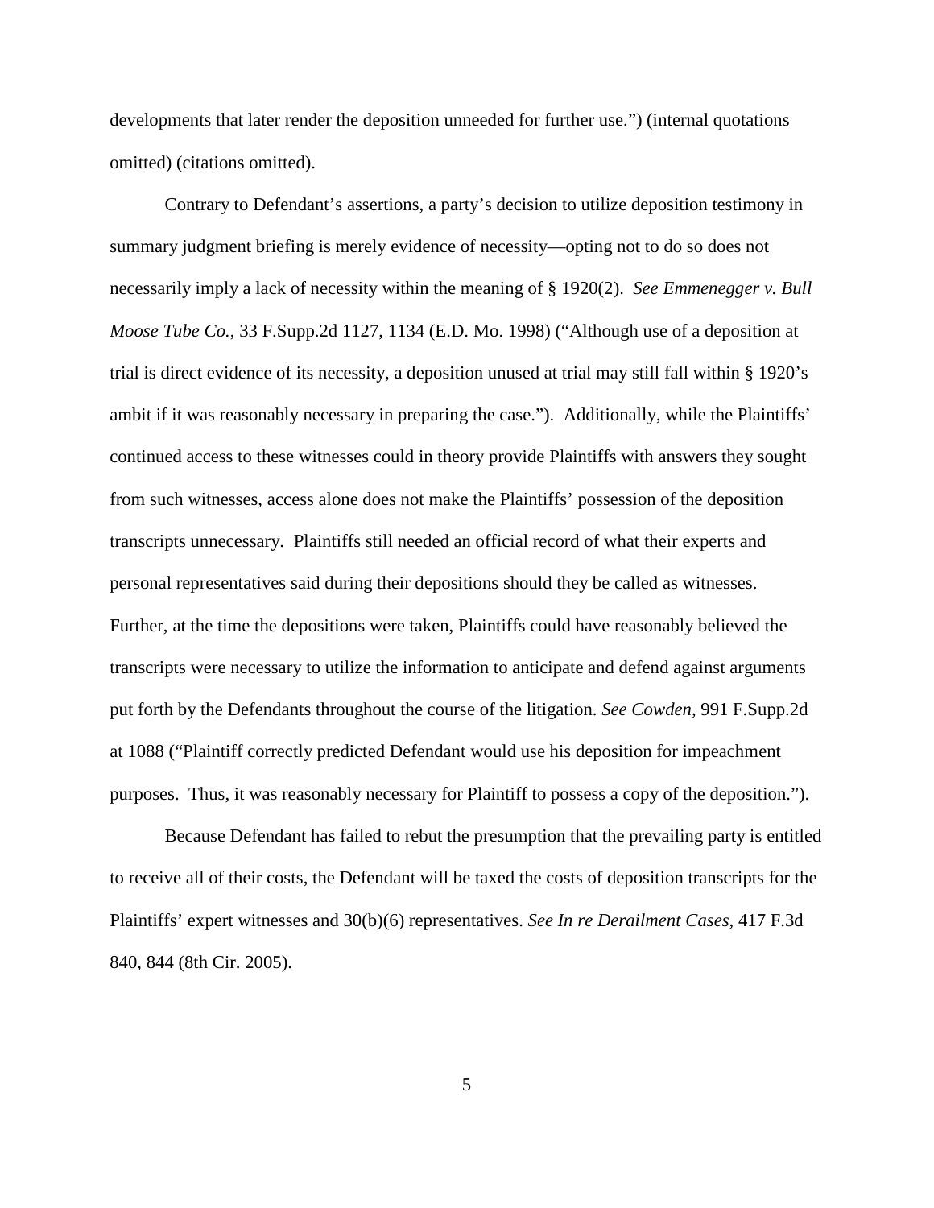developments that later render the deposition unneeded for further use.") (internal quotations omitted) (citations omitted).

Contrary to Defendant's assertions, a party's decision to utilize deposition testimony in summary judgment briefing is merely evidence of necessity—opting not to do so does not necessarily imply a lack of necessity within the meaning of § 1920(2). *See Emmenegger v. Bull Moose Tube Co.*, 33 F.Supp.2d 1127, 1134 (E.D. Mo. 1998) ("Although use of a deposition at trial is direct evidence of its necessity, a deposition unused at trial may still fall within § 1920's ambit if it was reasonably necessary in preparing the case."). Additionally, while the Plaintiffs' continued access to these witnesses could in theory provide Plaintiffs with answers they sought from such witnesses, access alone does not make the Plaintiffs' possession of the deposition transcripts unnecessary. Plaintiffs still needed an official record of what their experts and personal representatives said during their depositions should they be called as witnesses. Further, at the time the depositions were taken, Plaintiffs could have reasonably believed the transcripts were necessary to utilize the information to anticipate and defend against arguments put forth by the Defendants throughout the course of the litigation. *See Cowden*, 991 F.Supp.2d at 1088 ("Plaintiff correctly predicted Defendant would use his deposition for impeachment purposes. Thus, it was reasonably necessary for Plaintiff to possess a copy of the deposition.").

Because Defendant has failed to rebut the presumption that the prevailing party is entitled to receive all of their costs, the Defendant will be taxed the costs of deposition transcripts for the Plaintiffs' expert witnesses and 30(b)(6) representatives. *See In re Derailment Cases*, 417 F.3d 840, 844 (8th Cir. 2005).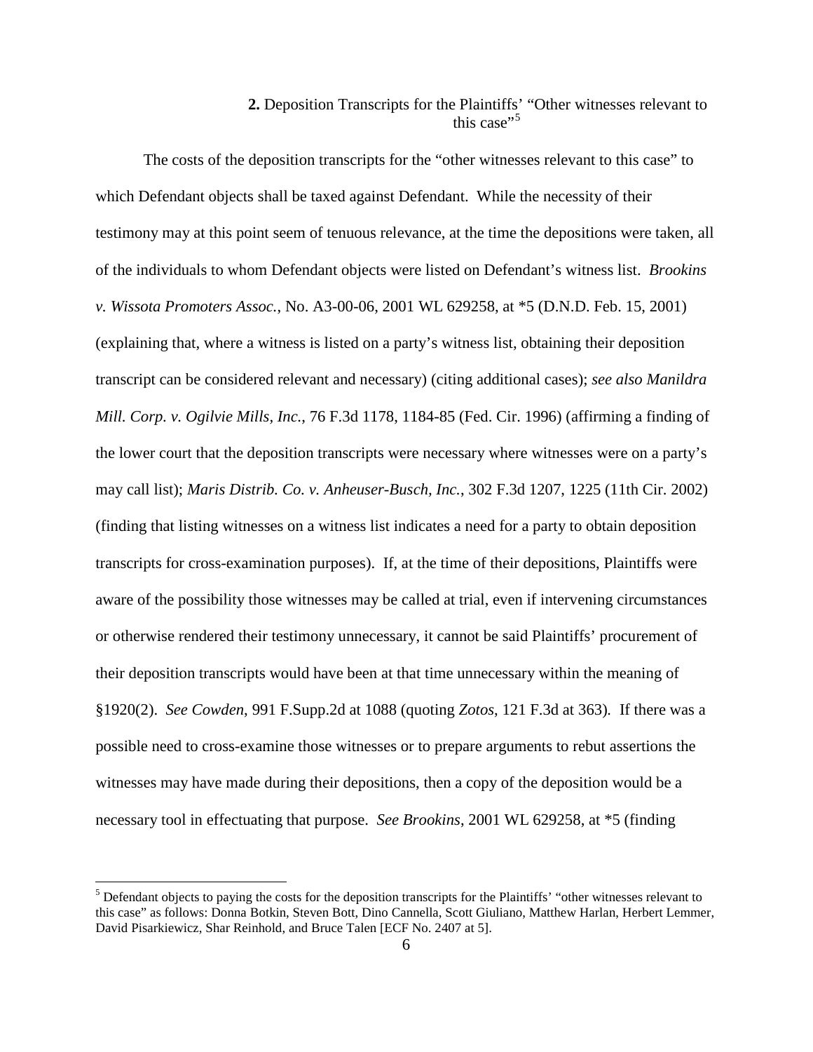**2.** Deposition Transcripts for the Plaintiffs' "Other witnesses relevant to this case"[5]

The costs of the deposition transcripts for the "other witnesses relevant to this case" to which Defendant objects shall be taxed against Defendant. While the necessity of their testimony may at this point seem of tenuous relevance, at the time the depositions were taken, all of the individuals to whom Defendant objects were listed on Defendant's witness list. *Brookins v. Wissota Promoters Assoc.*, No. A3-00-06, 2001 WL 629258, at *5 (D.N.D. Feb. 15, 2001) (explaining that, where a witness is listed on a party's witness list, obtaining their deposition transcript can be considered relevant and necessary) (citing additional cases); *see also Manildra Mill. Corp. v. Ogilvie Mills, Inc.*, 76 F.3d 1178, 1184-85 (Fed. Cir. 1996) (affirming a finding of the lower court that the deposition transcripts were necessary where witnesses were on a party's may call list); *Maris Distrib. Co. v. Anheuser-Busch, Inc.*, 302 F.3d 1207, 1225 (11th Cir. 2002) (finding that listing witnesses on a witness list indicates a need for a party to obtain deposition transcripts for cross-examination purposes). If, at the time of their depositions, Plaintiffs were aware of the possibility those witnesses may be called at trial, even if intervening circumstances or otherwise rendered their testimony unnecessary, it cannot be said Plaintiffs' procurement of their deposition transcripts would have been at that time unnecessary within the meaning of §1920(2). *See Cowden*, 991 F.Supp.2d at 1088 (quoting *Zotos*, 121 F.3d at 363). If there was a possible need to cross-examine those witnesses or to prepare arguments to rebut assertions the witnesses may have made during their depositions, then a copy of the deposition would be a necessary tool in effectuating that purpose. *See Brookins*, 2001 WL 629258, at *5 (finding

---

[5] Defendant objects to paying the costs for the deposition transcripts for the Plaintiffs' "other witnesses relevant to this case" as follows: Donna Botkin, Steven Bott, Dino Cannella, Scott Giuliano, Matthew Harlan, Herbert Lemmer, David Pisarkiewicz, Shar Reinhold, and Bruce Talen [ECF No. 2407 at 5].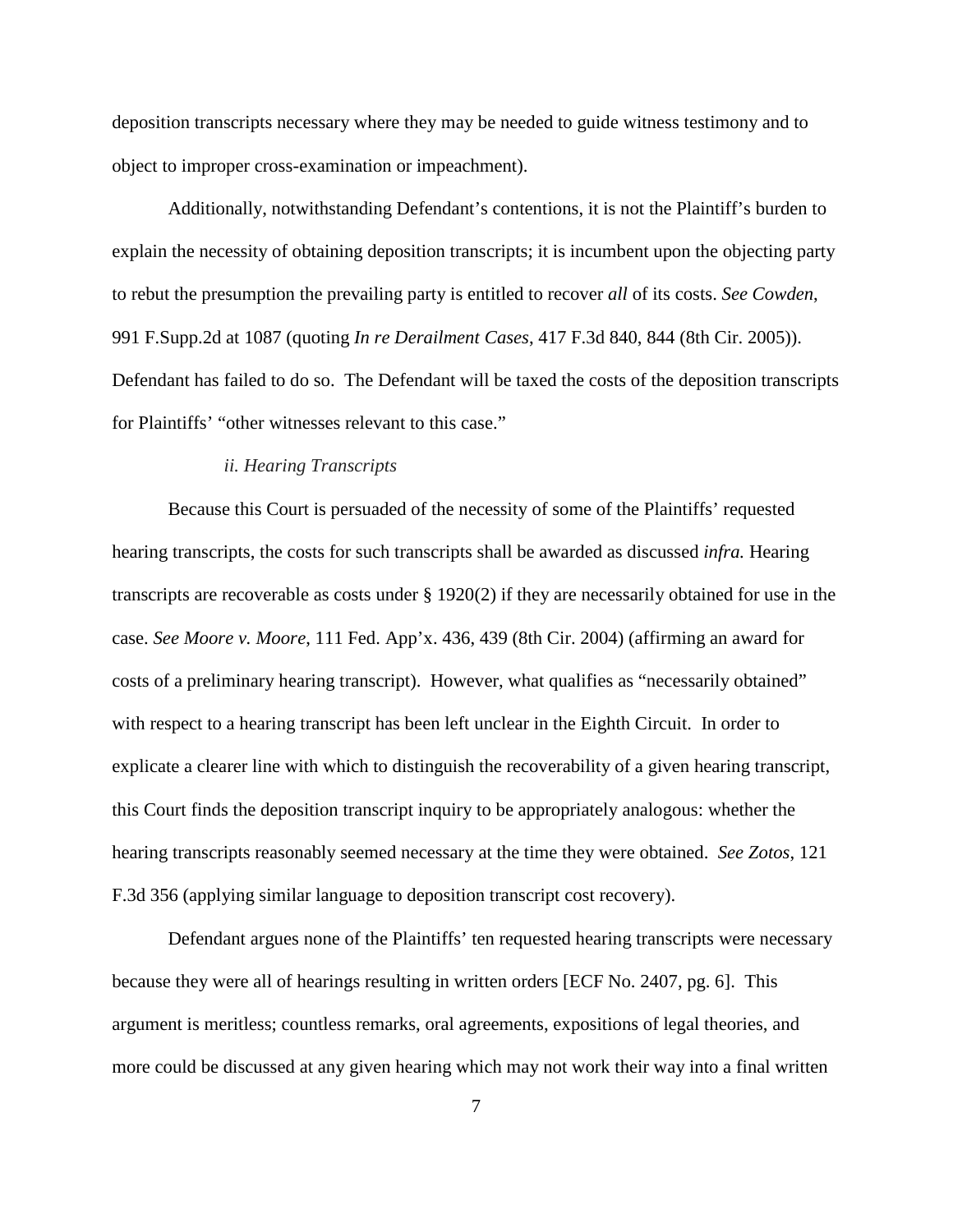deposition transcripts necessary where they may be needed to guide witness testimony and to object to improper cross-examination or impeachment).

Additionally, notwithstanding Defendant's contentions, it is not the Plaintiff's burden to explain the necessity of obtaining deposition transcripts; it is incumbent upon the objecting party to rebut the presumption the prevailing party is entitled to recover *all* of its costs. *See Cowden*, 991 F.Supp.2d at 1087 (quoting *In re Derailment Cases*, 417 F.3d 840, 844 (8th Cir. 2005)). Defendant has failed to do so. The Defendant will be taxed the costs of the deposition transcripts for Plaintiffs' "other witnesses relevant to this case."

*ii. Hearing Transcripts*

Because this Court is persuaded of the necessity of some of the Plaintiffs' requested hearing transcripts, the costs for such transcripts shall be awarded as discussed *infra.* Hearing transcripts are recoverable as costs under § 1920(2) if they are necessarily obtained for use in the case. *See Moore v. Moore*, 111 Fed. App'x. 436, 439 (8th Cir. 2004) (affirming an award for costs of a preliminary hearing transcript). However, what qualifies as "necessarily obtained" with respect to a hearing transcript has been left unclear in the Eighth Circuit. In order to explicate a clearer line with which to distinguish the recoverability of a given hearing transcript, this Court finds the deposition transcript inquiry to be appropriately analogous: whether the hearing transcripts reasonably seemed necessary at the time they were obtained. *See Zotos*, 121 F.3d 356 (applying similar language to deposition transcript cost recovery).

Defendant argues none of the Plaintiffs' ten requested hearing transcripts were necessary because they were all of hearings resulting in written orders [ECF No. 2407, pg. 6]. This argument is meritless; countless remarks, oral agreements, expositions of legal theories, and more could be discussed at any given hearing which may not work their way into a final written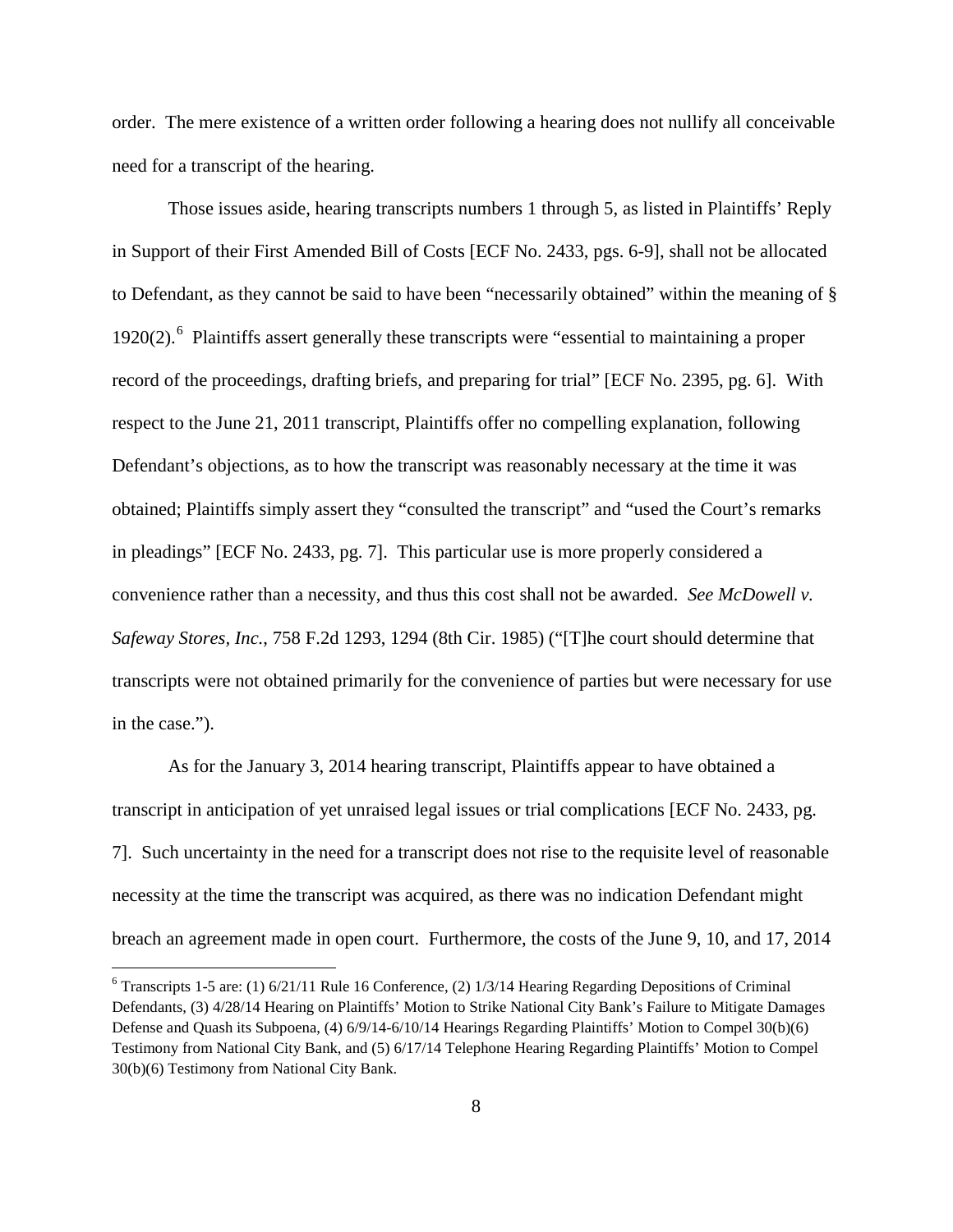order. The mere existence of a written order following a hearing does not nullify all conceivable need for a transcript of the hearing.

Those issues aside, hearing transcripts numbers 1 through 5, as listed in Plaintiffs' Reply in Support of their First Amended Bill of Costs [ECF No. 2433, pgs. 6-9], shall not be allocated to Defendant, as they cannot be said to have been "necessarily obtained" within the meaning of § 1920(2).[6] Plaintiffs assert generally these transcripts were "essential to maintaining a proper record of the proceedings, drafting briefs, and preparing for trial" [ECF No. 2395, pg. 6]. With respect to the June 21, 2011 transcript, Plaintiffs offer no compelling explanation, following Defendant's objections, as to how the transcript was reasonably necessary at the time it was obtained; Plaintiffs simply assert they "consulted the transcript" and "used the Court's remarks in pleadings" [ECF No. 2433, pg. 7]. This particular use is more properly considered a convenience rather than a necessity, and thus this cost shall not be awarded. *See McDowell v. Safeway Stores, Inc.*, 758 F.2d 1293, 1294 (8th Cir. 1985) ("[T]he court should determine that transcripts were not obtained primarily for the convenience of parties but were necessary for use in the case.").

As for the January 3, 2014 hearing transcript, Plaintiffs appear to have obtained a transcript in anticipation of yet unraised legal issues or trial complications [ECF No. 2433, pg. 7]. Such uncertainty in the need for a transcript does not rise to the requisite level of reasonable necessity at the time the transcript was acquired, as there was no indication Defendant might breach an agreement made in open court. Furthermore, the costs of the June 9, 10, and 17, 2014

---

[6] Transcripts 1-5 are: (1) 6/21/11 Rule 16 Conference, (2) 1/3/14 Hearing Regarding Depositions of Criminal Defendants, (3) 4/28/14 Hearing on Plaintiffs' Motion to Strike National City Bank's Failure to Mitigate Damages Defense and Quash its Subpoena, (4) 6/9/14-6/10/14 Hearings Regarding Plaintiffs' Motion to Compel 30(b)(6) Testimony from National City Bank, and (5) 6/17/14 Telephone Hearing Regarding Plaintiffs' Motion to Compel 30(b)(6) Testimony from National City Bank.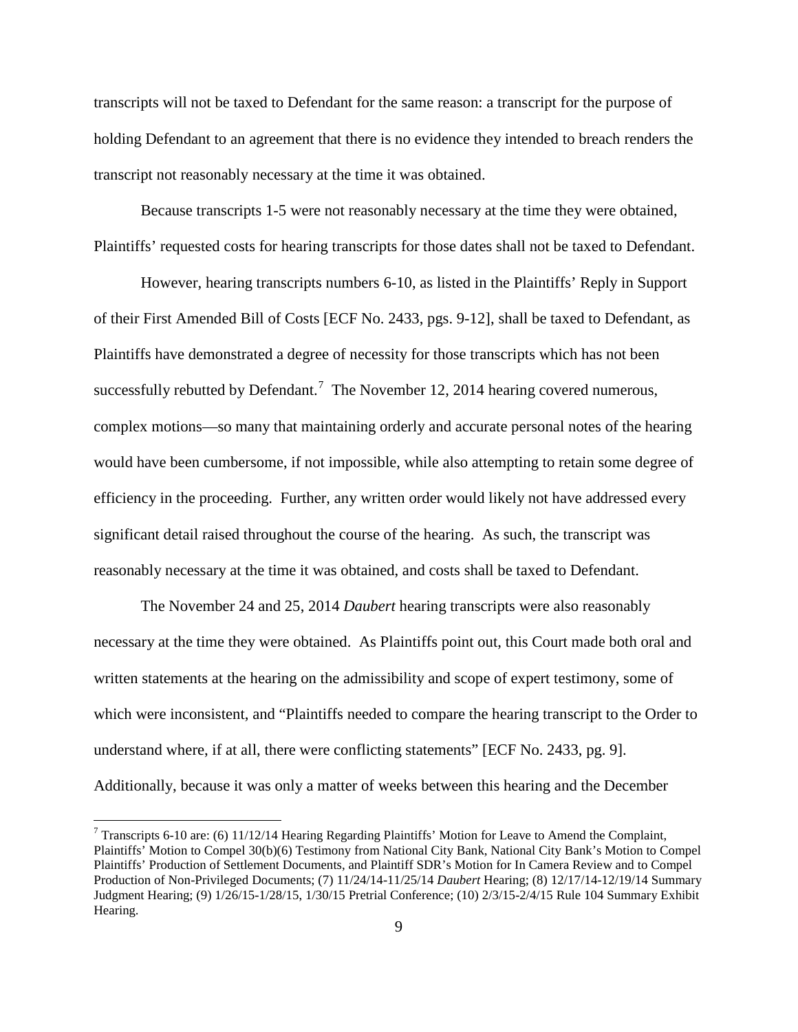transcripts will not be taxed to Defendant for the same reason: a transcript for the purpose of holding Defendant to an agreement that there is no evidence they intended to breach renders the transcript not reasonably necessary at the time it was obtained.

Because transcripts 1-5 were not reasonably necessary at the time they were obtained, Plaintiffs' requested costs for hearing transcripts for those dates shall not be taxed to Defendant.

However, hearing transcripts numbers 6-10, as listed in the Plaintiffs' Reply in Support of their First Amended Bill of Costs [ECF No. 2433, pgs. 9-12], shall be taxed to Defendant, as Plaintiffs have demonstrated a degree of necessity for those transcripts which has not been successfully rebutted by Defendant.[7] The November 12, 2014 hearing covered numerous, complex motions—so many that maintaining orderly and accurate personal notes of the hearing would have been cumbersome, if not impossible, while also attempting to retain some degree of efficiency in the proceeding. Further, any written order would likely not have addressed every significant detail raised throughout the course of the hearing. As such, the transcript was reasonably necessary at the time it was obtained, and costs shall be taxed to Defendant.

The November 24 and 25, 2014 *Daubert* hearing transcripts were also reasonably necessary at the time they were obtained. As Plaintiffs point out, this Court made both oral and written statements at the hearing on the admissibility and scope of expert testimony, some of which were inconsistent, and "Plaintiffs needed to compare the hearing transcript to the Order to understand where, if at all, there were conflicting statements" [ECF No. 2433, pg. 9]. Additionally, because it was only a matter of weeks between this hearing and the December

[7] Transcripts 6-10 are: (6) 11/12/14 Hearing Regarding Plaintiffs' Motion for Leave to Amend the Complaint, Plaintiffs' Motion to Compel 30(b)(6) Testimony from National City Bank, National City Bank's Motion to Compel Plaintiffs' Production of Settlement Documents, and Plaintiff SDR's Motion for In Camera Review and to Compel Production of Non-Privileged Documents; (7) 11/24/14-11/25/14 *Daubert* Hearing; (8) 12/17/14-12/19/14 Summary Judgment Hearing; (9) 1/26/15-1/28/15, 1/30/15 Pretrial Conference; (10) 2/3/15-2/4/15 Rule 104 Summary Exhibit Hearing.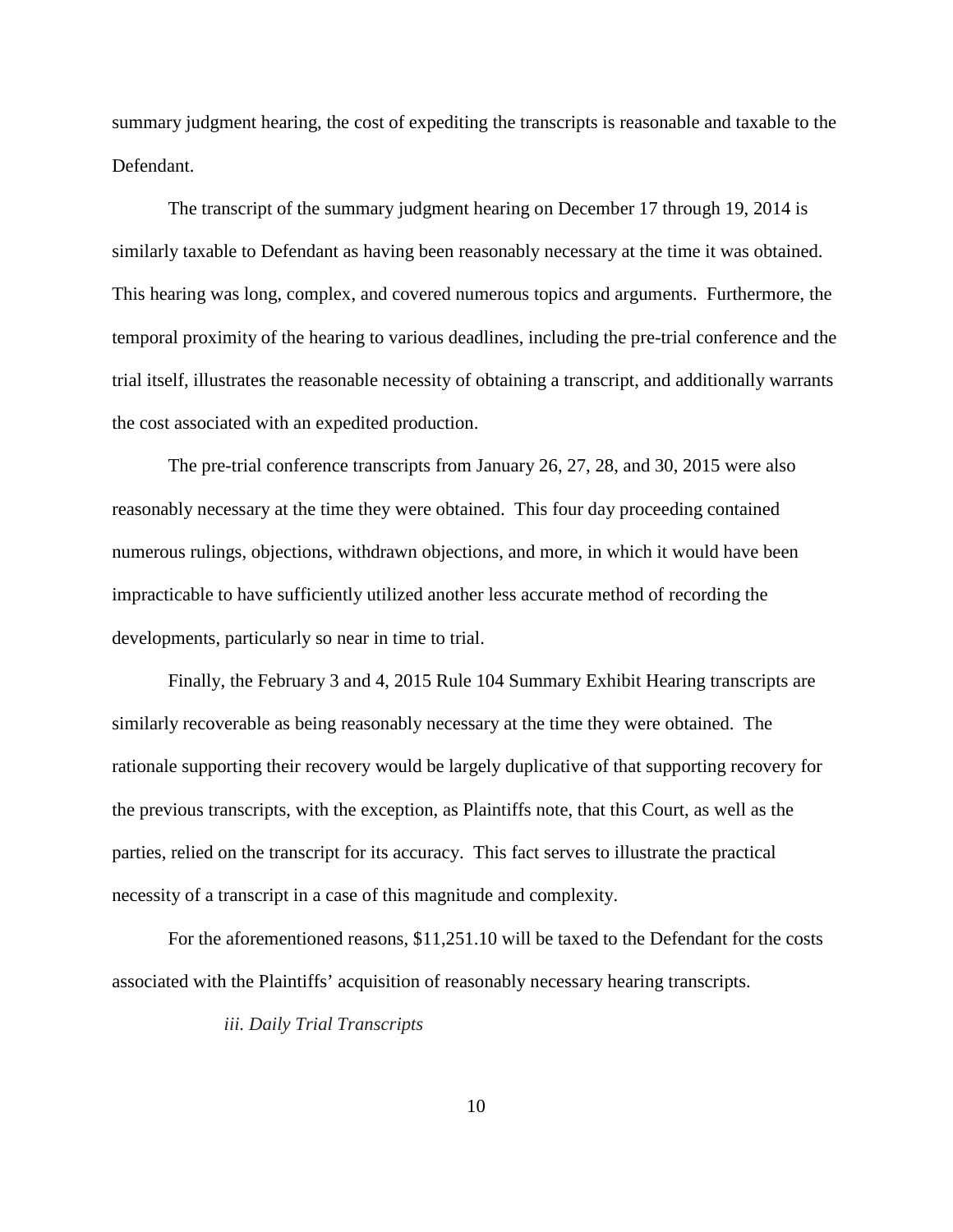summary judgment hearing, the cost of expediting the transcripts is reasonable and taxable to the Defendant.

The transcript of the summary judgment hearing on December 17 through 19, 2014 is similarly taxable to Defendant as having been reasonably necessary at the time it was obtained. This hearing was long, complex, and covered numerous topics and arguments. Furthermore, the temporal proximity of the hearing to various deadlines, including the pre-trial conference and the trial itself, illustrates the reasonable necessity of obtaining a transcript, and additionally warrants the cost associated with an expedited production.

The pre-trial conference transcripts from January 26, 27, 28, and 30, 2015 were also reasonably necessary at the time they were obtained. This four day proceeding contained numerous rulings, objections, withdrawn objections, and more, in which it would have been impracticable to have sufficiently utilized another less accurate method of recording the developments, particularly so near in time to trial.

Finally, the February 3 and 4, 2015 Rule 104 Summary Exhibit Hearing transcripts are similarly recoverable as being reasonably necessary at the time they were obtained. The rationale supporting their recovery would be largely duplicative of that supporting recovery for the previous transcripts, with the exception, as Plaintiffs note, that this Court, as well as the parties, relied on the transcript for its accuracy. This fact serves to illustrate the practical necessity of a transcript in a case of this magnitude and complexity.

For the aforementioned reasons, \$11,251.10 will be taxed to the Defendant for the costs associated with the Plaintiffs' acquisition of reasonably necessary hearing transcripts.

*iii. Daily Trial Transcripts*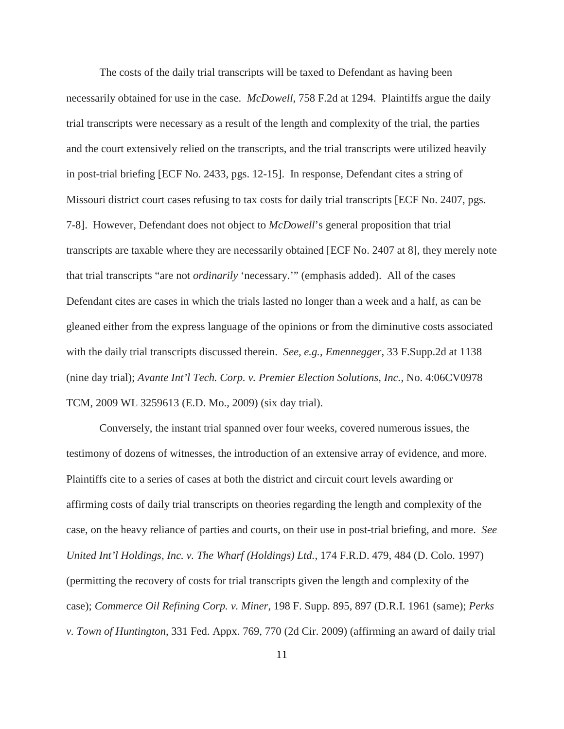The costs of the daily trial transcripts will be taxed to Defendant as having been necessarily obtained for use in the case. *McDowell*, 758 F.2d at 1294. Plaintiffs argue the daily trial transcripts were necessary as a result of the length and complexity of the trial, the parties and the court extensively relied on the transcripts, and the trial transcripts were utilized heavily in post-trial briefing [ECF No. 2433, pgs. 12-15]. In response, Defendant cites a string of Missouri district court cases refusing to tax costs for daily trial transcripts [ECF No. 2407, pgs. 7-8]. However, Defendant does not object to *McDowell*'s general proposition that trial transcripts are taxable where they are necessarily obtained [ECF No. 2407 at 8], they merely note that trial transcripts "are not *ordinarily* 'necessary.'" (emphasis added). All of the cases Defendant cites are cases in which the trials lasted no longer than a week and a half, as can be gleaned either from the express language of the opinions or from the diminutive costs associated with the daily trial transcripts discussed therein. *See, e.g.*, *Emenegger*, 33 F.Supp.2d at 1138 (nine day trial); *Avante Int'l Tech. Corp. v. Premier Election Solutions, Inc.*, No. 4:06CV0978 TCM, 2009 WL 3259613 (E.D. Mo., 2009) (six day trial).

Conversely, the instant trial spanned over four weeks, covered numerous issues, the testimony of dozens of witnesses, the introduction of an extensive array of evidence, and more. Plaintiffs cite to a series of cases at both the district and circuit court levels awarding or affirming costs of daily trial transcripts on theories regarding the length and complexity of the case, on the heavy reliance of parties and courts, on their use in post-trial briefing, and more. *See United Int'l Holdings, Inc. v. The Wharf (Holdings) Ltd.*, 174 F.R.D. 479, 484 (D. Colo. 1997) (permitting the recovery of costs for trial transcripts given the length and complexity of the case); *Commerce Oil Refining Corp. v. Miner*, 198 F. Supp. 895, 897 (D.R.I. 1961 (same); *Perks v. Town of Huntington*, 331 Fed. Appx. 769, 770 (2d Cir. 2009) (affirming an award of daily trial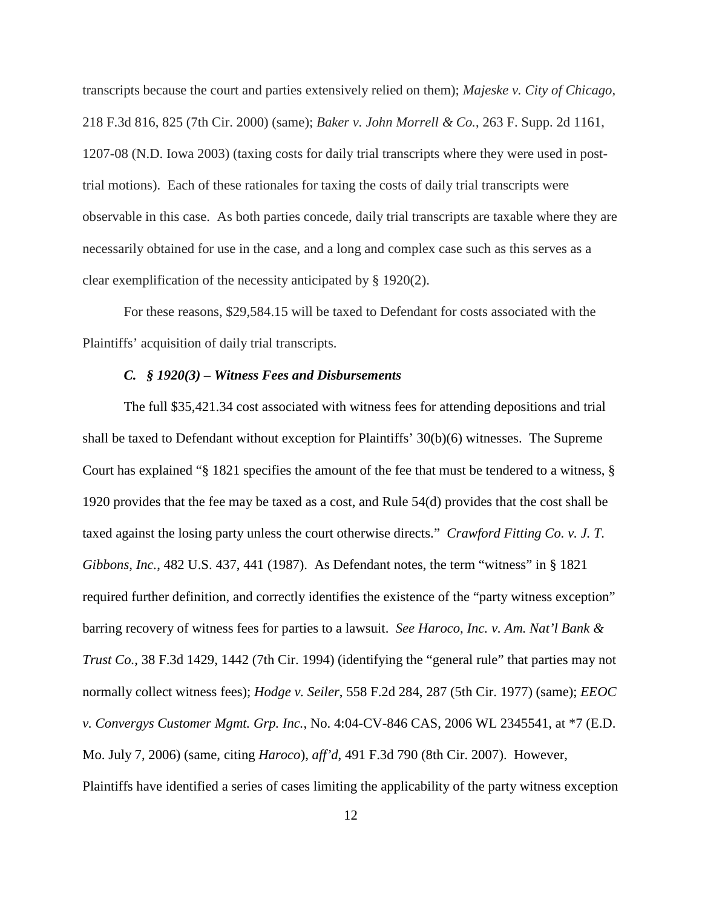transcripts because the court and parties extensively relied on them); *Majeske v. City of Chicago*, 218 F.3d 816, 825 (7th Cir. 2000) (same); *Baker v. John Morrell & Co.*, 263 F. Supp. 2d 1161, 1207-08 (N.D. Iowa 2003) (taxing costs for daily trial transcripts where they were used in post-trial motions). Each of these rationales for taxing the costs of daily trial transcripts were observable in this case. As both parties concede, daily trial transcripts are taxable where they are necessarily obtained for use in the case, and a long and complex case such as this serves as a clear exemplification of the necessity anticipated by § 1920(2).

For these reasons, $29,584.15 will be taxed to Defendant for costs associated with the Plaintiffs' acquisition of daily trial transcripts.

***C. § 1920(3) – Witness Fees and Disbursements***

The full $35,421.34 cost associated with witness fees for attending depositions and trial shall be taxed to Defendant without exception for Plaintiffs' 30(b)(6) witnesses. The Supreme Court has explained "§ 1821 specifies the amount of the fee that must be tendered to a witness, § 1920 provides that the fee may be taxed as a cost, and Rule 54(d) provides that the cost shall be taxed against the losing party unless the court otherwise directs." *Crawford Fitting Co. v. J. T. Gibbons, Inc.*, 482 U.S. 437, 441 (1987). As Defendant notes, the term "witness" in § 1821 required further definition, and correctly identifies the existence of the "party witness exception" barring recovery of witness fees for parties to a lawsuit. *See Haroco, Inc. v. Am. Nat'l Bank & Trust Co.*, 38 F.3d 1429, 1442 (7th Cir. 1994) (identifying the "general rule" that parties may not normally collect witness fees); *Hodge v. Seiler*, 558 F.2d 284, 287 (5th Cir. 1977) (same); *EEOC v. Convergys Customer Mgmt. Grp. Inc.*, No. 4:04-CV-846 CAS, 2006 WL 2345541, at *7 (E.D. Mo. July 7, 2006) (same, citing *Haroco*), *aff'd*, 491 F.3d 790 (8th Cir. 2007). However, Plaintiffs have identified a series of cases limiting the applicability of the party witness exception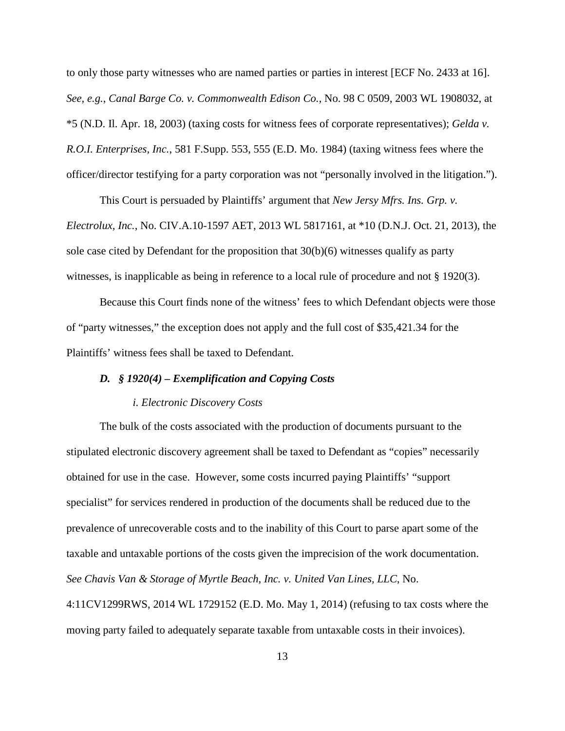to only those party witnesses who are named parties or parties in interest [ECF No. 2433 at 16]. *See, e.g.*, *Canal Barge Co. v. Commonwealth Edison Co.*, No. 98 C 0509, 2003 WL 1908032, at *5 (N.D. Il. Apr. 18, 2003) (taxing costs for witness fees of corporate representatives); *Gelda v. R.O.I. Enterprises, Inc.*, 581 F.Supp. 553, 555 (E.D. Mo. 1984) (taxing witness fees where the officer/director testifying for a party corporation was not "personally involved in the litigation.").

This Court is persuaded by Plaintiffs' argument that *New Jersey Mfrs. Ins. Grp. v. Electrolux, Inc.*, No. CIV.A.10-1597 AET, 2013 WL 5817161, at *10 (D.N.J. Oct. 21, 2013), the sole case cited by Defendant for the proposition that 30(b)(6) witnesses qualify as party witnesses, is inapplicable as being in reference to a local rule of procedure and not § 1920(3).

Because this Court finds none of the witness' fees to which Defendant objects were those of "party witnesses," the exception does not apply and the full cost of $35,421.34 for the Plaintiffs' witness fees shall be taxed to Defendant.

### *D. § 1920(4) – Exemplification and Copying Costs*

#### *i. Electronic Discovery Costs*

The bulk of the costs associated with the production of documents pursuant to the stipulated electronic discovery agreement shall be taxed to Defendant as "copies" necessarily obtained for use in the case. However, some costs incurred paying Plaintiffs' "support specialist" for services rendered in production of the documents shall be reduced due to the prevalence of unrecoverable costs and to the inability of this Court to parse apart some of the taxable and untaxable portions of the costs given the imprecision of the work documentation. *See Chavis Van & Storage of Myrtle Beach, Inc. v. United Van Lines, LLC*, No. 4:11CV1299RWS, 2014 WL 1729152 (E.D. Mo. May 1, 2014) (refusing to tax costs where the moving party failed to adequately separate taxable from untaxable costs in their invoices).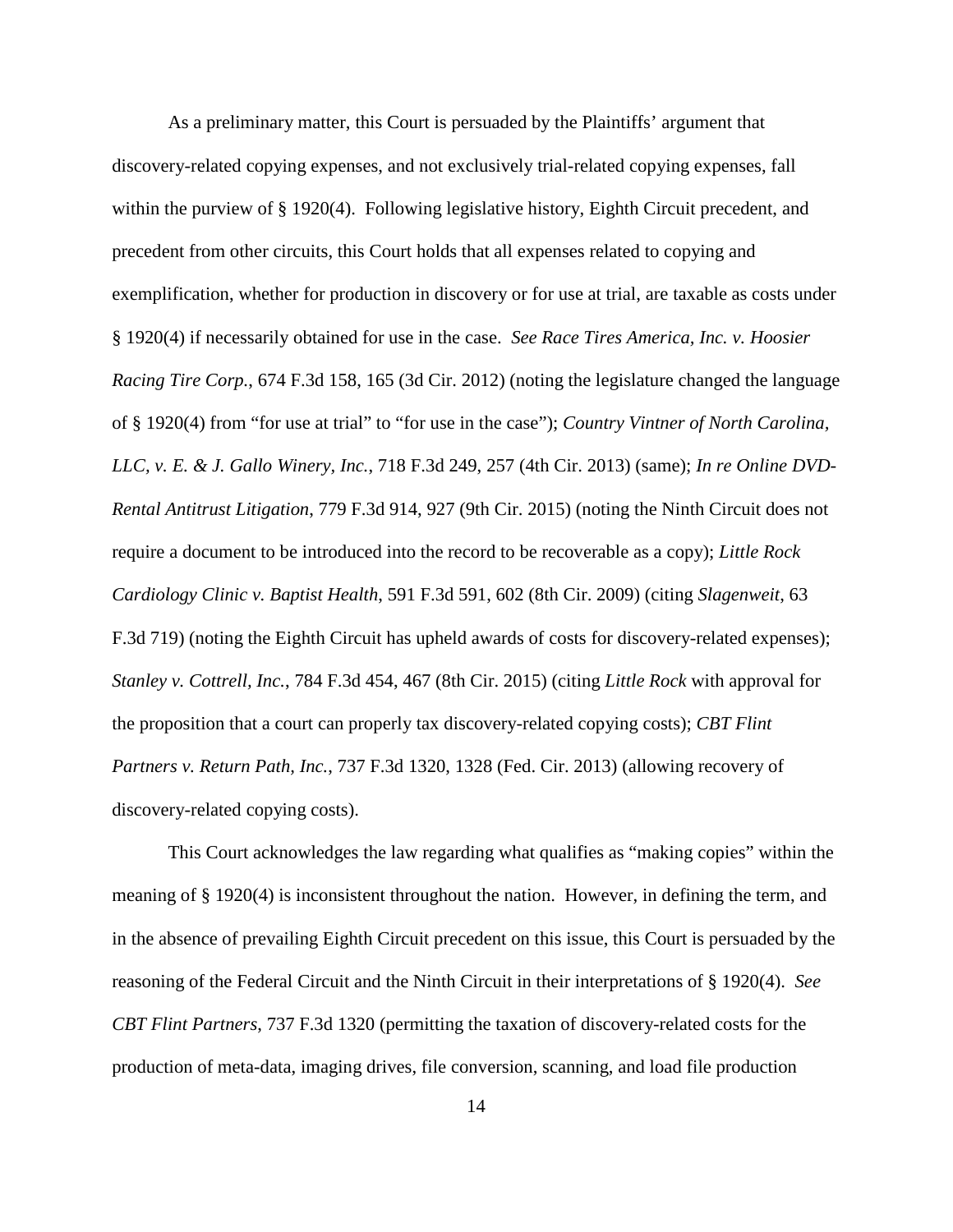As a preliminary matter, this Court is persuaded by the Plaintiffs' argument that discovery-related copying expenses, and not exclusively trial-related copying expenses, fall within the purview of § 1920(4). Following legislative history, Eighth Circuit precedent, and precedent from other circuits, this Court holds that all expenses related to copying and exemplification, whether for production in discovery or for use at trial, are taxable as costs under § 1920(4) if necessarily obtained for use in the case. *See Race Tires America, Inc. v. Hoosier Racing Tire Corp.*, 674 F.3d 158, 165 (3d Cir. 2012) (noting the legislature changed the language of § 1920(4) from "for use at trial" to "for use in the case"); *Country Vintner of North Carolina, LLC, v. E. & J. Gallo Winery, Inc.*, 718 F.3d 249, 257 (4th Cir. 2013) (same); *In re Online DVD-Rental Antitrust Litigation*, 779 F.3d 914, 927 (9th Cir. 2015) (noting the Ninth Circuit does not require a document to be introduced into the record to be recoverable as a copy); *Little Rock Cardiology Clinic v. Baptist Health*, 591 F.3d 591, 602 (8th Cir. 2009) (citing *Slagenweit*, 63 F.3d 719) (noting the Eighth Circuit has upheld awards of costs for discovery-related expenses); *Stanley v. Cottrell, Inc.*, 784 F.3d 454, 467 (8th Cir. 2015) (citing *Little Rock* with approval for the proposition that a court can properly tax discovery-related copying costs); *CBT Flint Partners v. Return Path, Inc.*, 737 F.3d 1320, 1328 (Fed. Cir. 2013) (allowing recovery of discovery-related copying costs).

This Court acknowledges the law regarding what qualifies as "making copies" within the meaning of § 1920(4) is inconsistent throughout the nation. However, in defining the term, and in the absence of prevailing Eighth Circuit precedent on this issue, this Court is persuaded by the reasoning of the Federal Circuit and the Ninth Circuit in their interpretations of § 1920(4). *See CBT Flint Partners*, 737 F.3d 1320 (permitting the taxation of discovery-related costs for the production of meta-data, imaging drives, file conversion, scanning, and load file production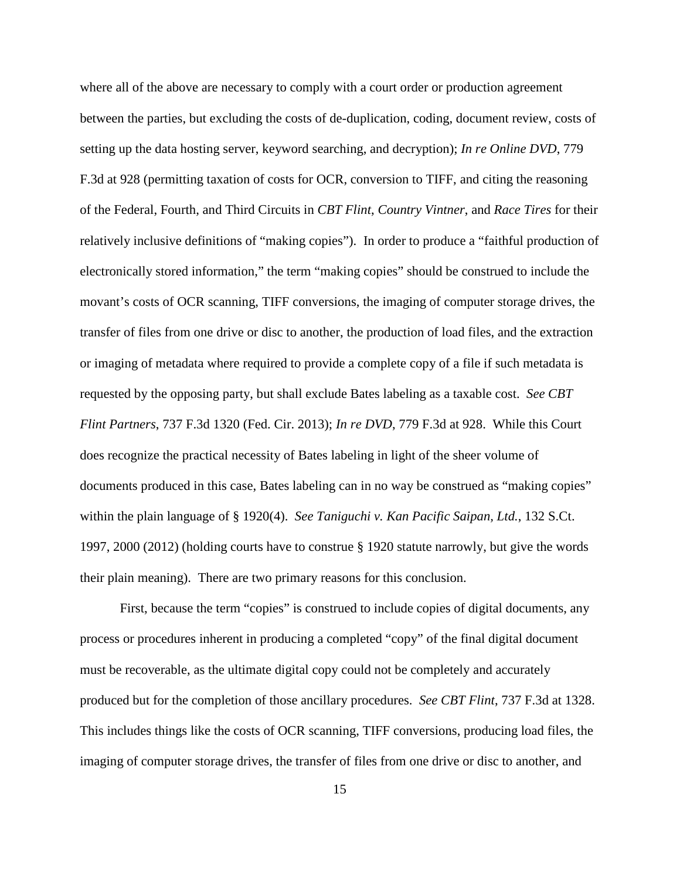where all of the above are necessary to comply with a court order or production agreement between the parties, but excluding the costs of de-duplication, coding, document review, costs of setting up the data hosting server, keyword searching, and decryption); *In re Online DVD*, 779 F.3d at 928 (permitting taxation of costs for OCR, conversion to TIFF, and citing the reasoning of the Federal, Fourth, and Third Circuits in *CBT Flint*, *Country Vintner*, and *Race Tires* for their relatively inclusive definitions of "making copies"). In order to produce a "faithful production of electronically stored information," the term "making copies" should be construed to include the movant's costs of OCR scanning, TIFF conversions, the imaging of computer storage drives, the transfer of files from one drive or disc to another, the production of load files, and the extraction or imaging of metadata where required to provide a complete copy of a file if such metadata is requested by the opposing party, but shall exclude Bates labeling as a taxable cost. *See CBT Flint Partners*, 737 F.3d 1320 (Fed. Cir. 2013); *In re DVD*, 779 F.3d at 928. While this Court does recognize the practical necessity of Bates labeling in light of the sheer volume of documents produced in this case, Bates labeling can in no way be construed as "making copies" within the plain language of § 1920(4). *See Taniguchi v. Kan Pacific Saipan, Ltd.*, 132 S.Ct. 1997, 2000 (2012) (holding courts have to construe § 1920 statute narrowly, but give the words their plain meaning). There are two primary reasons for this conclusion.

First, because the term "copies" is construed to include copies of digital documents, any process or procedures inherent in producing a completed "copy" of the final digital document must be recoverable, as the ultimate digital copy could not be completely and accurately produced but for the completion of those ancillary procedures. *See CBT Flint*, 737 F.3d at 1328. This includes things like the costs of OCR scanning, TIFF conversions, producing load files, the imaging of computer storage drives, the transfer of files from one drive or disc to another, and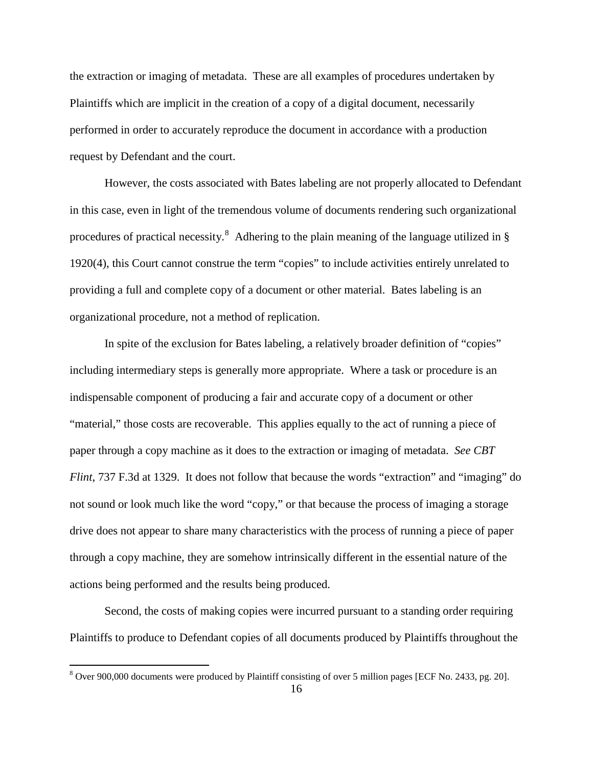the extraction or imaging of metadata. These are all examples of procedures undertaken by Plaintiffs which are implicit in the creation of a copy of a digital document, necessarily performed in order to accurately reproduce the document in accordance with a production request by Defendant and the court.

However, the costs associated with Bates labeling are not properly allocated to Defendant in this case, even in light of the tremendous volume of documents rendering such organizational procedures of practical necessity.[8] Adhering to the plain meaning of the language utilized in § 1920(4), this Court cannot construe the term "copies" to include activities entirely unrelated to providing a full and complete copy of a document or other material. Bates labeling is an organizational procedure, not a method of replication.

In spite of the exclusion for Bates labeling, a relatively broader definition of "copies" including intermediary steps is generally more appropriate. Where a task or procedure is an indispensable component of producing a fair and accurate copy of a document or other "material," those costs are recoverable. This applies equally to the act of running a piece of paper through a copy machine as it does to the extraction or imaging of metadata. *See CBT Flint*, 737 F.3d at 1329. It does not follow that because the words "extraction" and "imaging" do not sound or look much like the word "copy," or that because the process of imaging a storage drive does not appear to share many characteristics with the process of running a piece of paper through a copy machine, they are somehow intrinsically different in the essential nature of the actions being performed and the results being produced.

Second, the costs of making copies were incurred pursuant to a standing order requiring Plaintiffs to produce to Defendant copies of all documents produced by Plaintiffs throughout the

[8] Over 900,000 documents were produced by Plaintiff consisting of over 5 million pages [ECF No. 2433, pg. 20].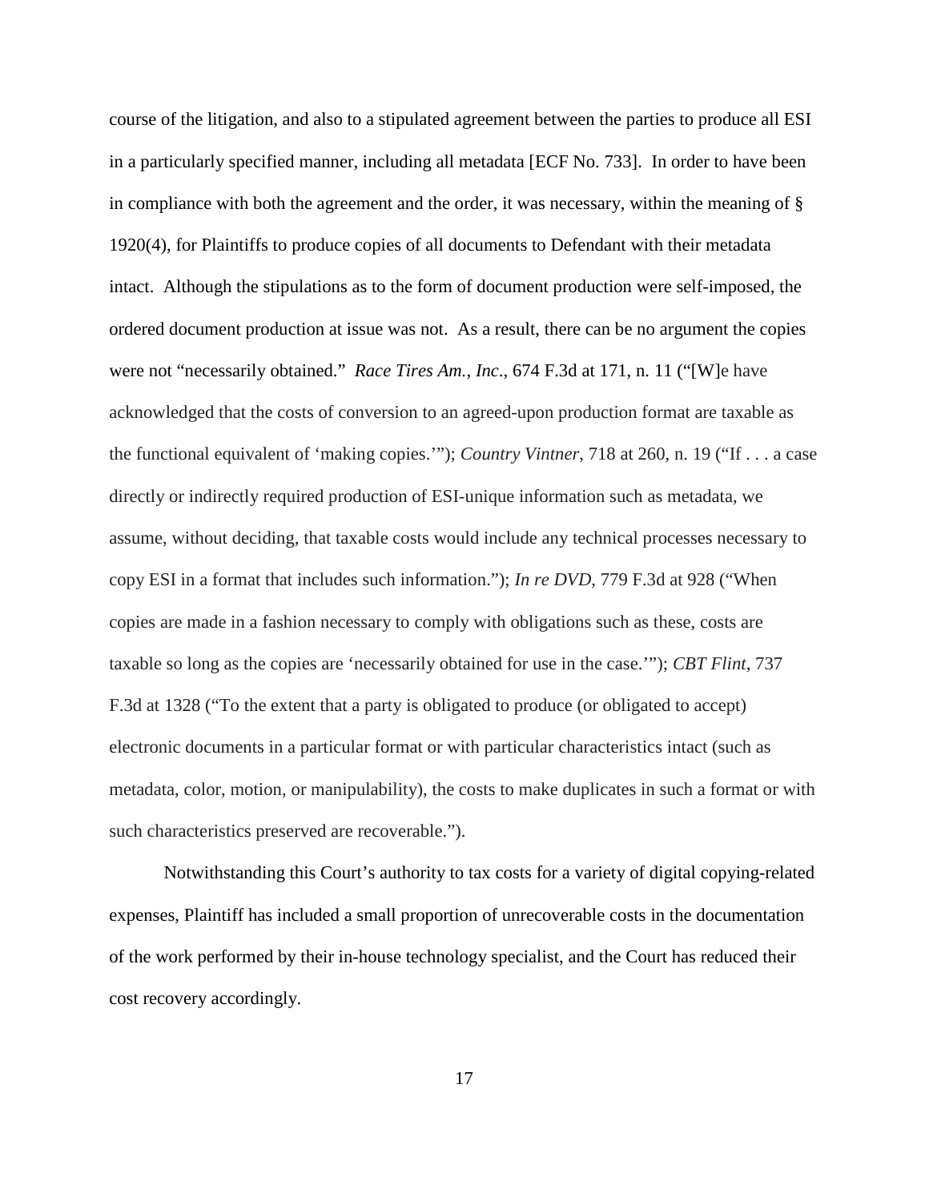course of the litigation, and also to a stipulated agreement between the parties to produce all ESI in a particularly specified manner, including all metadata [ECF No. 733]. In order to have been in compliance with both the agreement and the order, it was necessary, within the meaning of § 1920(4), for Plaintiffs to produce copies of all documents to Defendant with their metadata intact. Although the stipulations as to the form of document production were self-imposed, the ordered document production at issue was not. As a result, there can be no argument the copies were not "necessarily obtained." *Race Tires Am., Inc*., 674 F.3d at 171, n. 11 ("[W]e have acknowledged that the costs of conversion to an agreed-upon production format are taxable as the functional equivalent of 'making copies.'"); *Country Vintner*, 718 at 260, n. 19 ("If . . . a case directly or indirectly required production of ESI-unique information such as metadata, we assume, without deciding, that taxable costs would include any technical processes necessary to copy ESI in a format that includes such information."); *In re DVD*, 779 F.3d at 928 ("When copies are made in a fashion necessary to comply with obligations such as these, costs are taxable so long as the copies are 'necessarily obtained for use in the case.'"); *CBT Flint*, 737 F.3d at 1328 ("To the extent that a party is obligated to produce (or obligated to accept) electronic documents in a particular format or with particular characteristics intact (such as metadata, color, motion, or manipulability), the costs to make duplicates in such a format or with such characteristics preserved are recoverable.").

Notwithstanding this Court's authority to tax costs for a variety of digital copying-related expenses, Plaintiff has included a small proportion of unrecoverable costs in the documentation of the work performed by their in-house technology specialist, and the Court has reduced their cost recovery accordingly.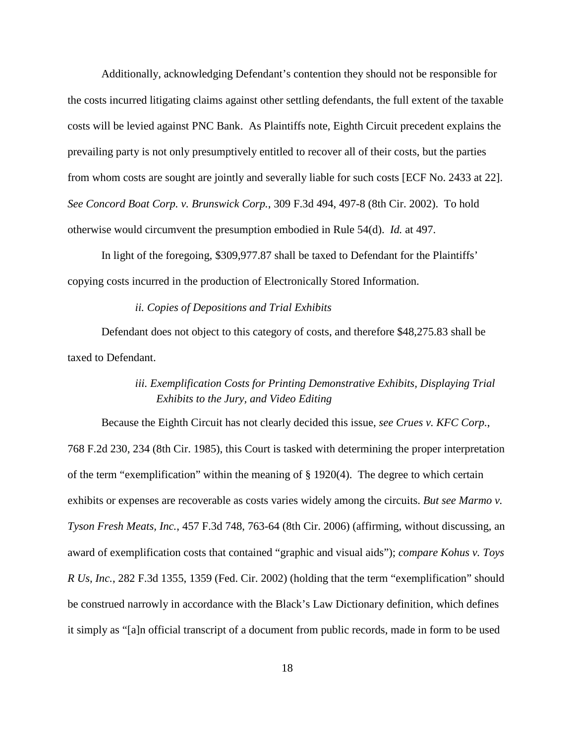Additionally, acknowledging Defendant's contention they should not be responsible for the costs incurred litigating claims against other settling defendants, the full extent of the taxable costs will be levied against PNC Bank. As Plaintiffs note, Eighth Circuit precedent explains the prevailing party is not only presumptively entitled to recover all of their costs, but the parties from whom costs are sought are jointly and severally liable for such costs [ECF No. 2433 at 22]. *See Concord Boat Corp. v. Brunswick Corp.*, 309 F.3d 494, 497-8 (8th Cir. 2002). To hold otherwise would circumvent the presumption embodied in Rule 54(d). *Id.* at 497.

In light of the foregoing, $309,977.87 shall be taxed to Defendant for the Plaintiffs' copying costs incurred in the production of Electronically Stored Information.

*ii. Copies of Depositions and Trial Exhibits*

Defendant does not object to this category of costs, and therefore $48,275.83 shall be taxed to Defendant.

*iii. Exemplification Costs for Printing Demonstrative Exhibits, Displaying Trial Exhibits to the Jury, and Video Editing*

Because the Eighth Circuit has not clearly decided this issue, *see Crues v. KFC Corp.*, 768 F.2d 230, 234 (8th Cir. 1985), this Court is tasked with determining the proper interpretation of the term "exemplification" within the meaning of § 1920(4). The degree to which certain exhibits or expenses are recoverable as costs varies widely among the circuits. *But see Marmo v. Tyson Fresh Meats, Inc.*, 457 F.3d 748, 763-64 (8th Cir. 2006) (affirming, without discussing, an award of exemplification costs that contained "graphic and visual aids"); *compare Kohus v. Toys R Us, Inc.*, 282 F.3d 1355, 1359 (Fed. Cir. 2002) (holding that the term "exemplification" should be construed narrowly in accordance with the Black's Law Dictionary definition, which defines it simply as "[a]n official transcript of a document from public records, made in form to be used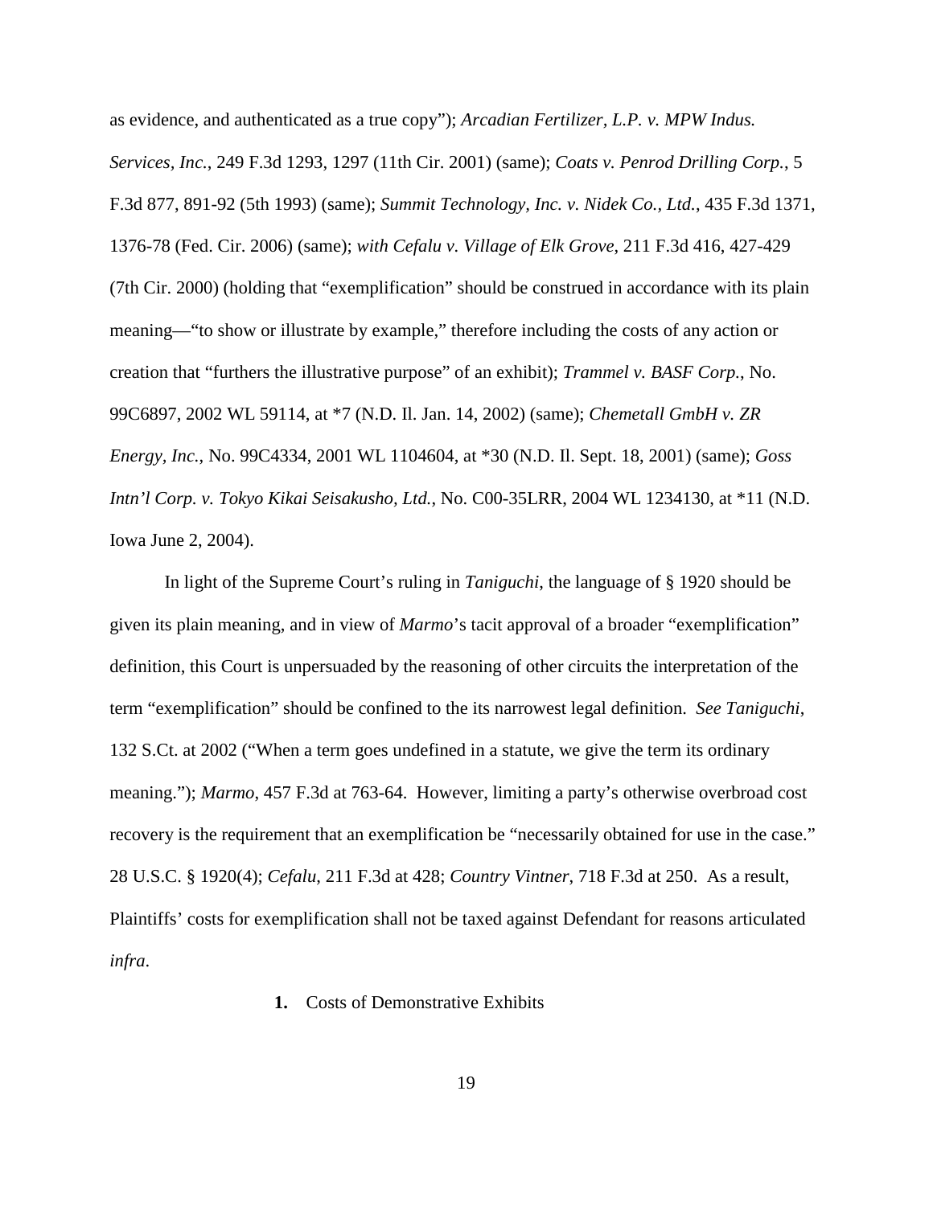as evidence, and authenticated as a true copy"); *Arcadian Fertilizer, L.P. v. MPW Indus. Services, Inc.*, 249 F.3d 1293, 1297 (11th Cir. 2001) (same); *Coats v. Penrod Drilling Corp.*, 5 F.3d 877, 891-92 (5th 1993) (same); *Summit Technology, Inc. v. Nidek Co., Ltd.*, 435 F.3d 1371, 1376-78 (Fed. Cir. 2006) (same); *with Cefalu v. Village of Elk Grove*, 211 F.3d 416, 427-429 (7th Cir. 2000) (holding that "exemplification" should be construed in accordance with its plain meaning—"to show or illustrate by example," therefore including the costs of any action or creation that "furthers the illustrative purpose" of an exhibit); *Trammel v. BASF Corp.*, No. 99C6897, 2002 WL 59114, at *7 (N.D. Il. Jan. 14, 2002) (same); *Chemetall GmbH v. ZR Energy, Inc.*, No. 99C4334, 2001 WL 1104604, at *30 (N.D. Il. Sept. 18, 2001) (same); *Goss Intn'l Corp. v. Tokyo Kikai Seisakusho, Ltd.*, No. C00-35LRR, 2004 WL 1234130, at *11 (N.D. Iowa June 2, 2004).

In light of the Supreme Court's ruling in *Taniguchi*, the language of § 1920 should be given its plain meaning, and in view of *Marmo*'s tacit approval of a broader "exemplification" definition, this Court is unpersuaded by the reasoning of other circuits the interpretation of the term "exemplification" should be confined to the its narrowest legal definition. *See Taniguchi*, 132 S.Ct. at 2002 ("When a term goes undefined in a statute, we give the term its ordinary meaning."); *Marmo*, 457 F.3d at 763-64. However, limiting a party's otherwise overbroad cost recovery is the requirement that an exemplification be "necessarily obtained for use in the case." 28 U.S.C. § 1920(4); *Cefalu*, 211 F.3d at 428; *Country Vintner*, 718 F.3d at 250. As a result, Plaintiffs' costs for exemplification shall not be taxed against Defendant for reasons articulated *infra*.

**1.** Costs of Demonstrative Exhibits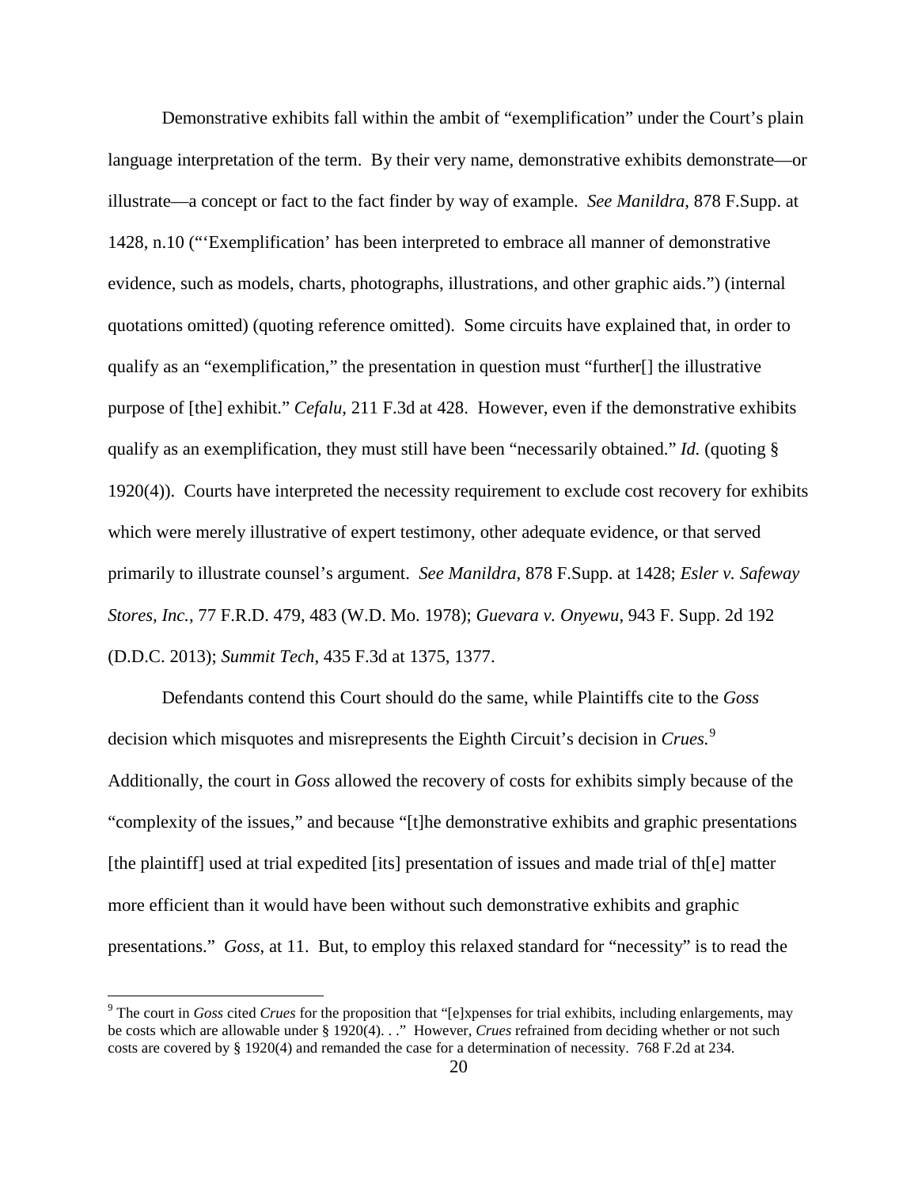Demonstrative exhibits fall within the ambit of "exemplification" under the Court's plain language interpretation of the term. By their very name, demonstrative exhibits demonstrate—or illustrate—a concept or fact to the fact finder by way of example. *See Manildra*, 878 F.Supp. at 1428, n.10 ("'Exemplification' has been interpreted to embrace all manner of demonstrative evidence, such as models, charts, photographs, illustrations, and other graphic aids.") (internal quotations omitted) (quoting reference omitted). Some circuits have explained that, in order to qualify as an "exemplification," the presentation in question must "further[] the illustrative purpose of [the] exhibit." *Cefalu*, 211 F.3d at 428. However, even if the demonstrative exhibits qualify as an exemplification, they must still have been "necessarily obtained." *Id.* (quoting § 1920(4)). Courts have interpreted the necessity requirement to exclude cost recovery for exhibits which were merely illustrative of expert testimony, other adequate evidence, or that served primarily to illustrate counsel's argument. *See Manildra*, 878 F.Supp. at 1428; *Esler v. Safeway Stores, Inc.*, 77 F.R.D. 479, 483 (W.D. Mo. 1978); *Guevara v. Onyewu*, 943 F. Supp. 2d 192 (D.D.C. 2013); *Summit Tech*, 435 F.3d at 1375, 1377.

Defendants contend this Court should do the same, while Plaintiffs cite to the *Goss* decision which misquotes and misrepresents the Eighth Circuit's decision in *Crues.*[9] Additionally, the court in *Goss* allowed the recovery of costs for exhibits simply because of the "complexity of the issues," and because "[t]he demonstrative exhibits and graphic presentations [the plaintiff] used at trial expedited [its] presentation of issues and made trial of th[e] matter more efficient than it would have been without such demonstrative exhibits and graphic presentations." *Goss*, at 11. But, to employ this relaxed standard for "necessity" is to read the

[9] The court in *Goss* cited *Crues* for the proposition that "[e]xpenses for trial exhibits, including enlargements, may be costs which are allowable under § 1920(4). . ." However, *Crues* refrained from deciding whether or not such costs are covered by § 1920(4) and remanded the case for a determination of necessity. 768 F.2d at 234.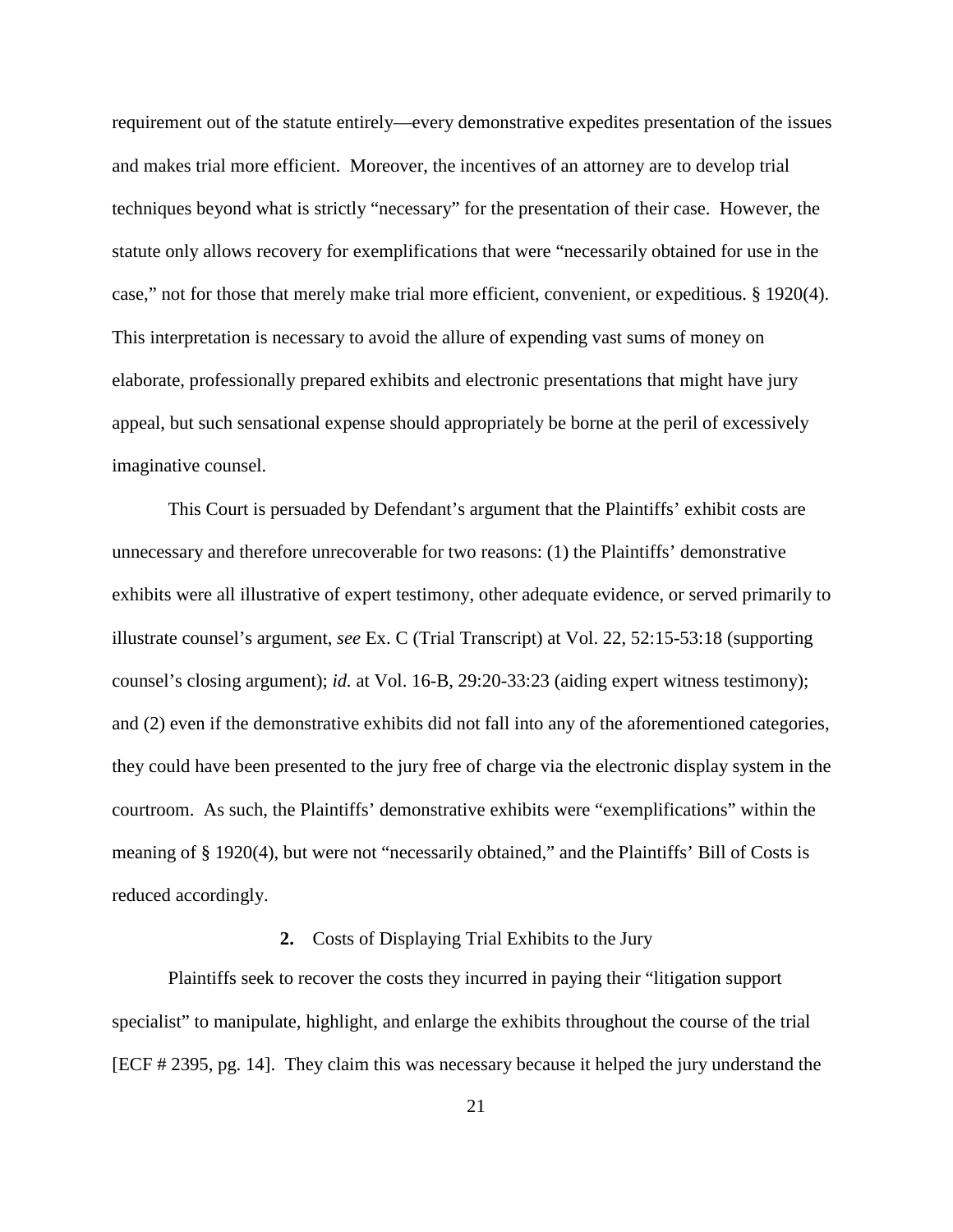requirement out of the statute entirely—every demonstrative expedites presentation of the issues and makes trial more efficient. Moreover, the incentives of an attorney are to develop trial techniques beyond what is strictly "necessary" for the presentation of their case. However, the statute only allows recovery for exemplifications that were "necessarily obtained for use in the case," not for those that merely make trial more efficient, convenient, or expeditious. § 1920(4). This interpretation is necessary to avoid the allure of expending vast sums of money on elaborate, professionally prepared exhibits and electronic presentations that might have jury appeal, but such sensational expense should appropriately be borne at the peril of excessively imaginative counsel.

This Court is persuaded by Defendant's argument that the Plaintiffs' exhibit costs are unnecessary and therefore unrecoverable for two reasons: (1) the Plaintiffs' demonstrative exhibits were all illustrative of expert testimony, other adequate evidence, or served primarily to illustrate counsel's argument, *see* Ex. C (Trial Transcript) at Vol. 22, 52:15-53:18 (supporting counsel's closing argument); *id.* at Vol. 16-B, 29:20-33:23 (aiding expert witness testimony); and (2) even if the demonstrative exhibits did not fall into any of the aforementioned categories, they could have been presented to the jury free of charge via the electronic display system in the courtroom. As such, the Plaintiffs' demonstrative exhibits were "exemplifications" within the meaning of § 1920(4), but were not "necessarily obtained," and the Plaintiffs' Bill of Costs is reduced accordingly.

### **2.** Costs of Displaying Trial Exhibits to the Jury

Plaintiffs seek to recover the costs they incurred in paying their "litigation support specialist" to manipulate, highlight, and enlarge the exhibits throughout the course of the trial [ECF # 2395, pg. 14]. They claim this was necessary because it helped the jury understand the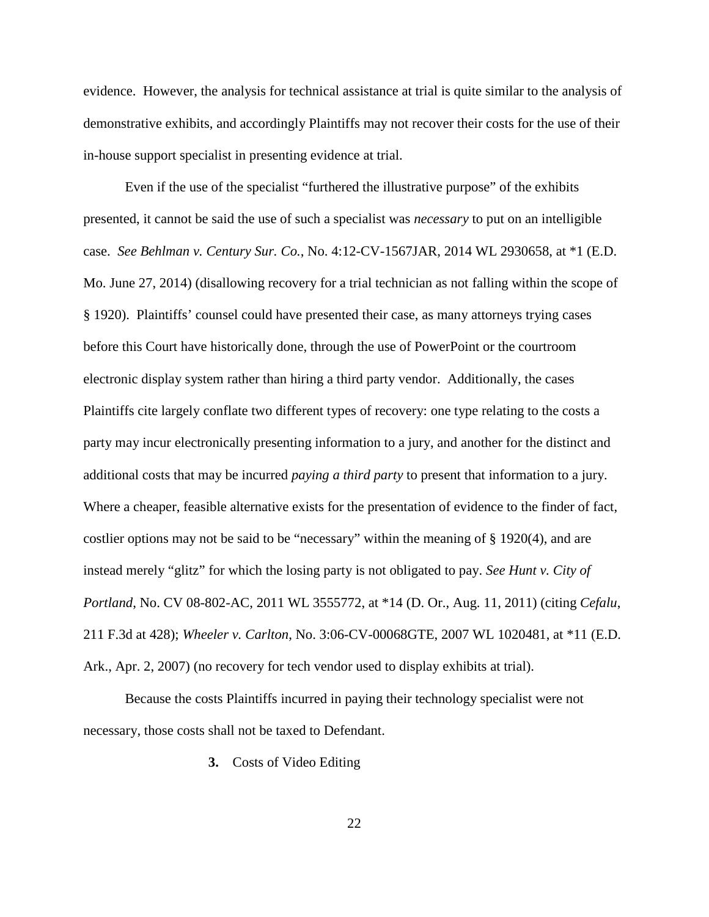evidence. However, the analysis for technical assistance at trial is quite similar to the analysis of demonstrative exhibits, and accordingly Plaintiffs may not recover their costs for the use of their in-house support specialist in presenting evidence at trial.

Even if the use of the specialist "furthered the illustrative purpose" of the exhibits presented, it cannot be said the use of such a specialist was *necessary* to put on an intelligible case. *See Behlman v. Century Sur. Co.*, No. 4:12-CV-1567JAR, 2014 WL 2930658, at *1 (E.D. Mo. June 27, 2014) (disallowing recovery for a trial technician as not falling within the scope of § 1920). Plaintiffs' counsel could have presented their case, as many attorneys trying cases before this Court have historically done, through the use of PowerPoint or the courtroom electronic display system rather than hiring a third party vendor. Additionally, the cases Plaintiffs cite largely conflate two different types of recovery: one type relating to the costs a party may incur electronically presenting information to a jury, and another for the distinct and additional costs that may be incurred *paying a third party* to present that information to a jury. Where a cheaper, feasible alternative exists for the presentation of evidence to the finder of fact, costlier options may not be said to be "necessary" within the meaning of § 1920(4), and are instead merely "glitz" for which the losing party is not obligated to pay. *See Hunt v. City of Portland*, No. CV 08-802-AC, 2011 WL 3555772, at *14 (D. Or., Aug. 11, 2011) (citing *Cefalu*, 211 F.3d at 428); *Wheeler v. Carlton*, No. 3:06-CV-00068GTE, 2007 WL 1020481, at *11 (E.D. Ark., Apr. 2, 2007) (no recovery for tech vendor used to display exhibits at trial).

Because the costs Plaintiffs incurred in paying their technology specialist were not necessary, those costs shall not be taxed to Defendant.

**3.** Costs of Video Editing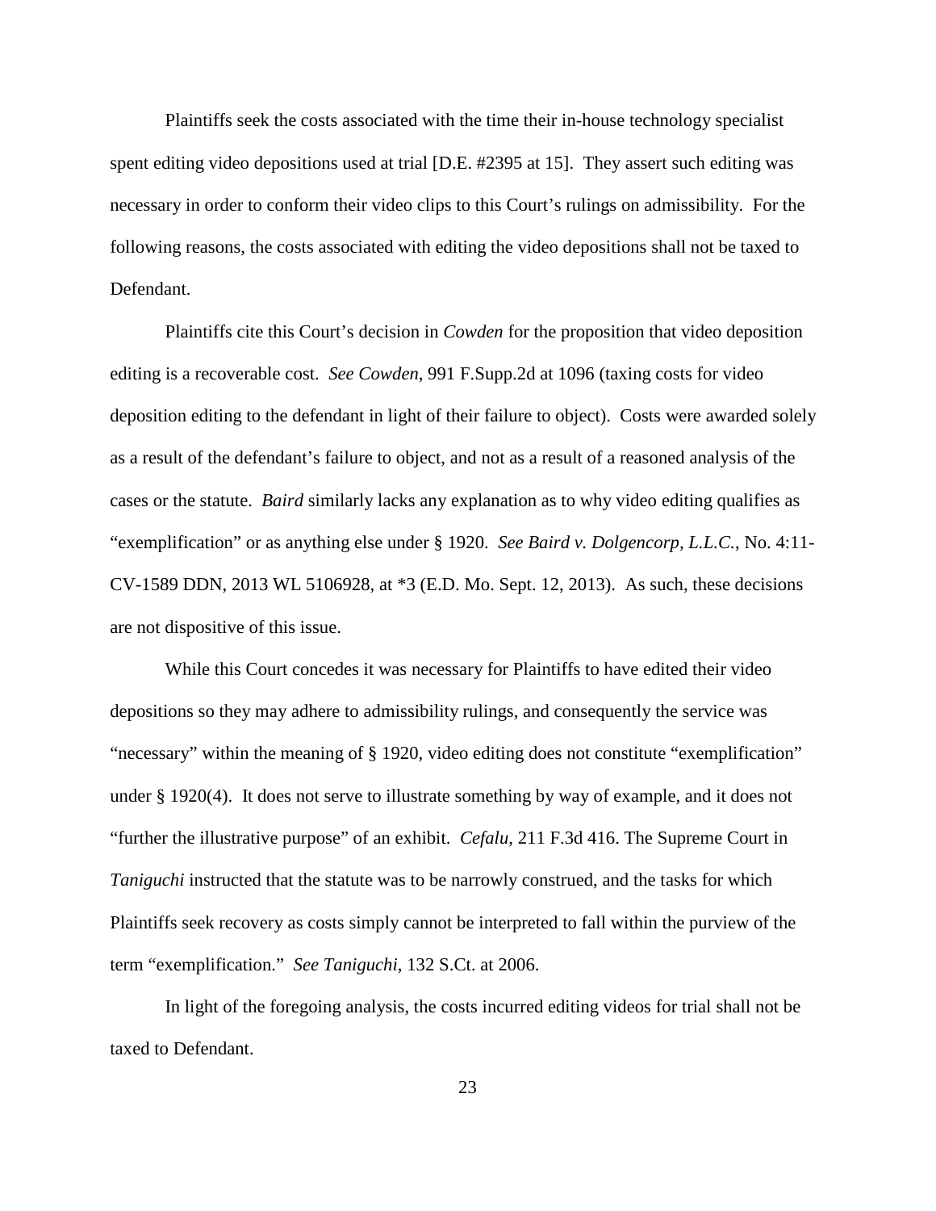Plaintiffs seek the costs associated with the time their in-house technology specialist spent editing video depositions used at trial [D.E. #2395 at 15]. They assert such editing was necessary in order to conform their video clips to this Court's rulings on admissibility. For the following reasons, the costs associated with editing the video depositions shall not be taxed to Defendant.

Plaintiffs cite this Court's decision in *Cowden* for the proposition that video deposition editing is a recoverable cost. *See Cowden*, 991 F.Supp.2d at 1096 (taxing costs for video deposition editing to the defendant in light of their failure to object). Costs were awarded solely as a result of the defendant's failure to object, and not as a result of a reasoned analysis of the cases or the statute. *Baird* similarly lacks any explanation as to why video editing qualifies as "exemplification" or as anything else under § 1920. *See Baird v. Dolgencorp, L.L.C.*, No. 4:11-CV-1589 DDN, 2013 WL 5106928, at *3 (E.D. Mo. Sept. 12, 2013). As such, these decisions are not dispositive of this issue.

While this Court concedes it was necessary for Plaintiffs to have edited their video depositions so they may adhere to admissibility rulings, and consequently the service was "necessary" within the meaning of § 1920, video editing does not constitute "exemplification" under § 1920(4). It does not serve to illustrate something by way of example, and it does not "further the illustrative purpose" of an exhibit. *Cefalu*, 211 F.3d 416. The Supreme Court in *Taniguchi* instructed that the statute was to be narrowly construed, and the tasks for which Plaintiffs seek recovery as costs simply cannot be interpreted to fall within the purview of the term "exemplification." *See Taniguchi*, 132 S.Ct. at 2006.

In light of the foregoing analysis, the costs incurred editing videos for trial shall not be taxed to Defendant.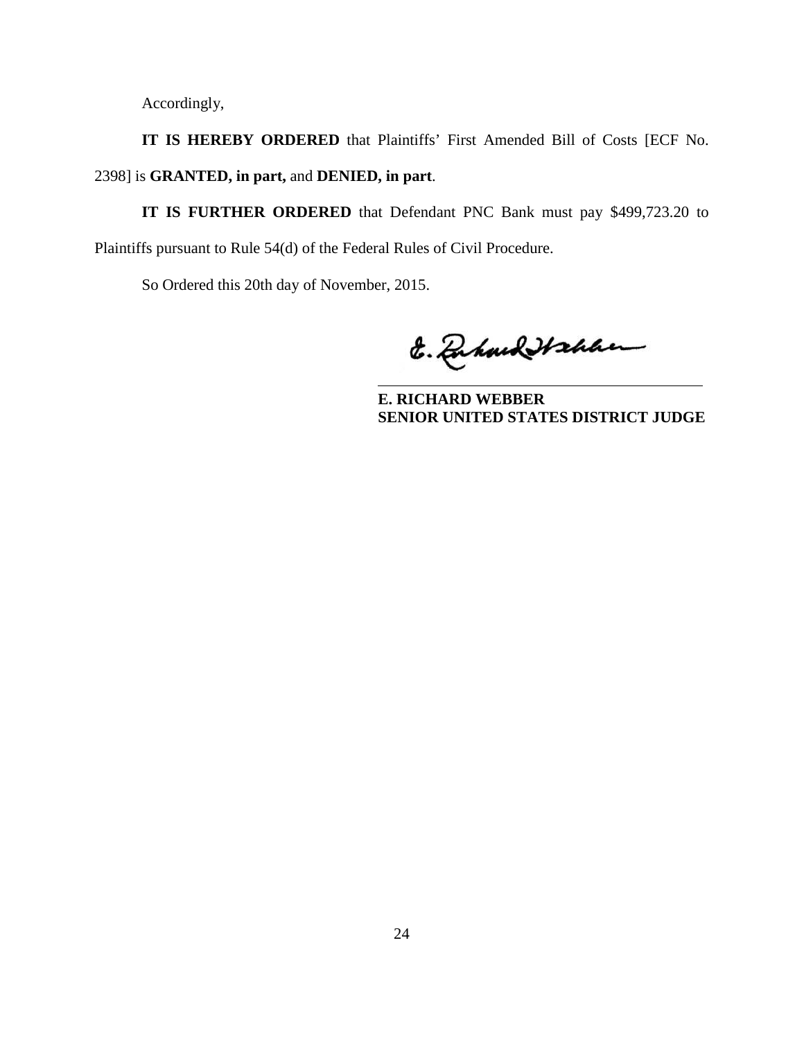Accordingly,

**IT IS HEREBY ORDERED** that Plaintiffs' First Amended Bill of Costs [ECF No. 2398] is **GRANTED, in part,** and **DENIED, in part**.

**IT IS FURTHER ORDERED** that Defendant PNC Bank must pay $499,723.20 to Plaintiffs pursuant to Rule 54(d) of the Federal Rules of Civil Procedure.

So Ordered this 20th day of November, 2015.

**E. RICHARD WEBBER**
**SENIOR UNITED STATES DISTRICT JUDGE**